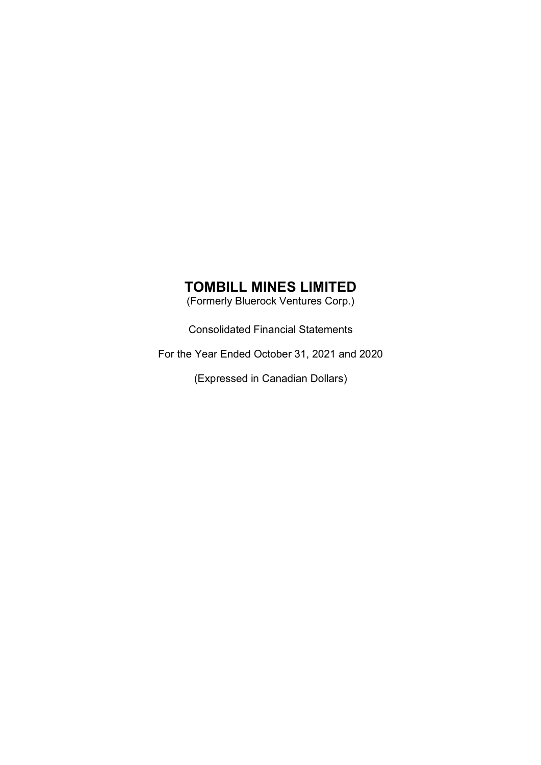# TOMBILL MINES LIMITED

(Formerly Bluerock Ventures Corp.)

Consolidated Financial Statements

For the Year Ended October 31, 2021 and 2020

(Expressed in Canadian Dollars)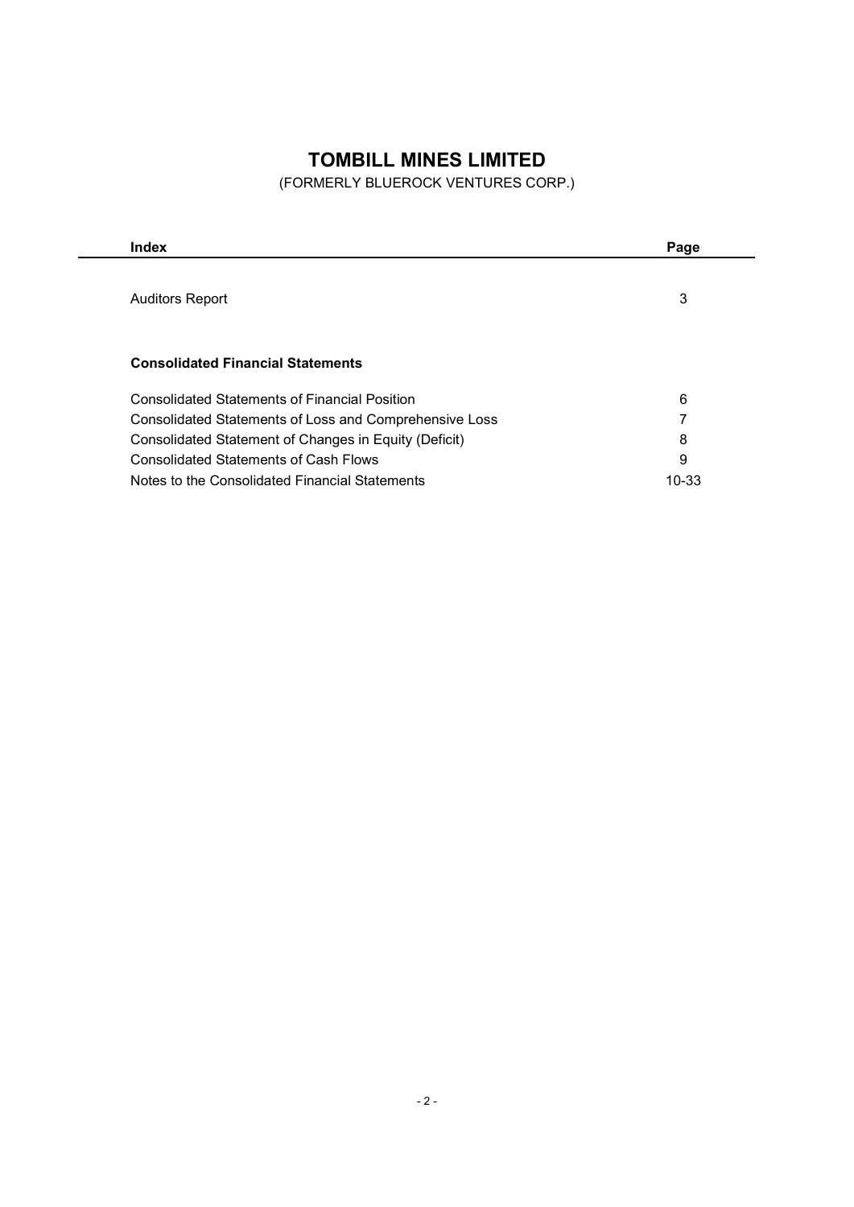# TOMBILL MINES LIMITED

(FORMERLY BLUEROCK VENTURES CORP.)

| Index | Page |
|---|---|
| Auditors Report | 3 |
| **Consolidated Financial Statements** | |
| Consolidated Statements of Financial Position | 6 |
| Consolidated Statements of Loss and Comprehensive Loss | 7 |
| Consolidated Statement of Changes in Equity (Deficit) | 8 |
| Consolidated Statements of Cash Flows | 9 |
| Notes to the Consolidated Financial Statements | 10-33 |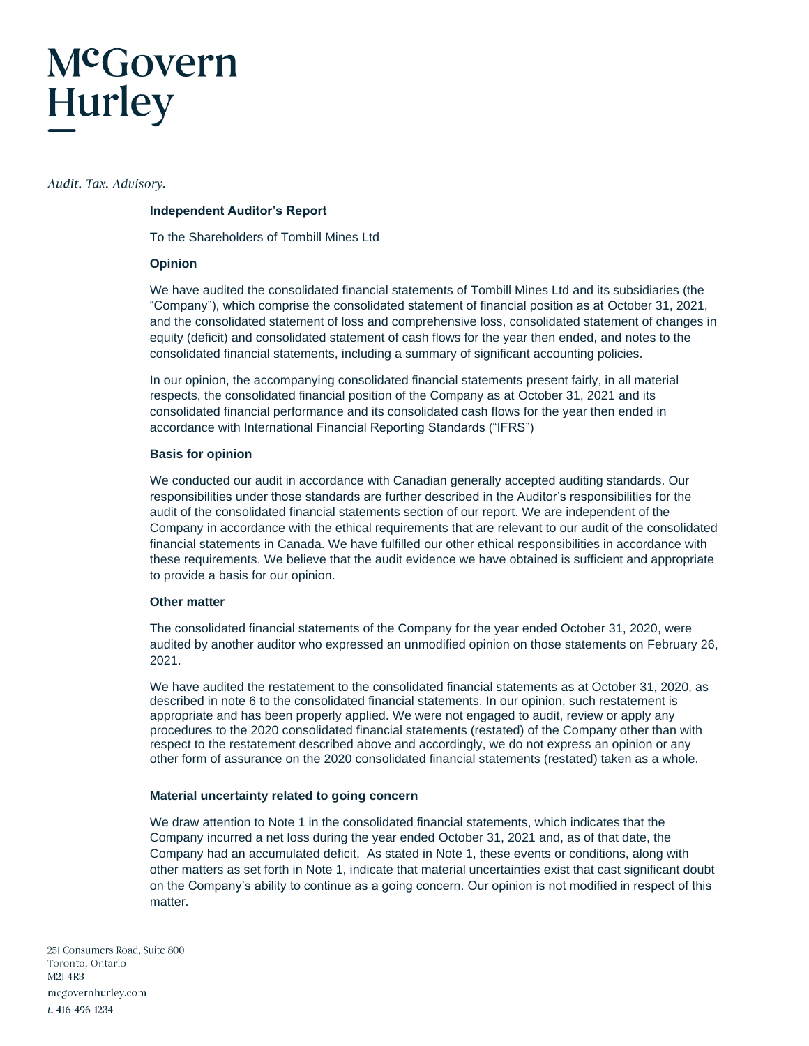# McGovern Hurley

*Audit. Tax. Advisory.*

**Independent Auditor's Report**

To the Shareholders of Tombill Mines Ltd

**Opinion**

We have audited the consolidated financial statements of Tombill Mines Ltd and its subsidiaries (the "Company"), which comprise the consolidated statement of financial position as at October 31, 2021, and the consolidated statement of loss and comprehensive loss, consolidated statement of changes in equity (deficit) and consolidated statement of cash flows for the year then ended, and notes to the consolidated financial statements, including a summary of significant accounting policies.

In our opinion, the accompanying consolidated financial statements present fairly, in all material respects, the consolidated financial position of the Company as at October 31, 2021 and its consolidated financial performance and its consolidated cash flows for the year then ended in accordance with International Financial Reporting Standards ("IFRS")

**Basis for opinion**

We conducted our audit in accordance with Canadian generally accepted auditing standards. Our responsibilities under those standards are further described in the Auditor's responsibilities for the audit of the consolidated financial statements section of our report. We are independent of the Company in accordance with the ethical requirements that are relevant to our audit of the consolidated financial statements in Canada. We have fulfilled our other ethical responsibilities in accordance with these requirements. We believe that the audit evidence we have obtained is sufficient and appropriate to provide a basis for our opinion.

**Other matter**

The consolidated financial statements of the Company for the year ended October 31, 2020, were audited by another auditor who expressed an unmodified opinion on those statements on February 26, 2021.

We have audited the restatement to the consolidated financial statements as at October 31, 2020, as described in note 6 to the consolidated financial statements. In our opinion, such restatement is appropriate and has been properly applied. We were not engaged to audit, review or apply any procedures to the 2020 consolidated financial statements (restated) of the Company other than with respect to the restatement described above and accordingly, we do not express an opinion or any other form of assurance on the 2020 consolidated financial statements (restated) taken as a whole.

**Material uncertainty related to going concern**

We draw attention to Note 1 in the consolidated financial statements, which indicates that the Company incurred a net loss during the year ended October 31, 2021 and, as of that date, the Company had an accumulated deficit. As stated in Note 1, these events or conditions, along with other matters as set forth in Note 1, indicate that material uncertainties exist that cast significant doubt on the Company's ability to continue as a going concern. Our opinion is not modified in respect of this matter.

251 Consumers Road, Suite 800
Toronto, Ontario
M2J 4R3
mcgovernhurley.com
t. 416-496-1234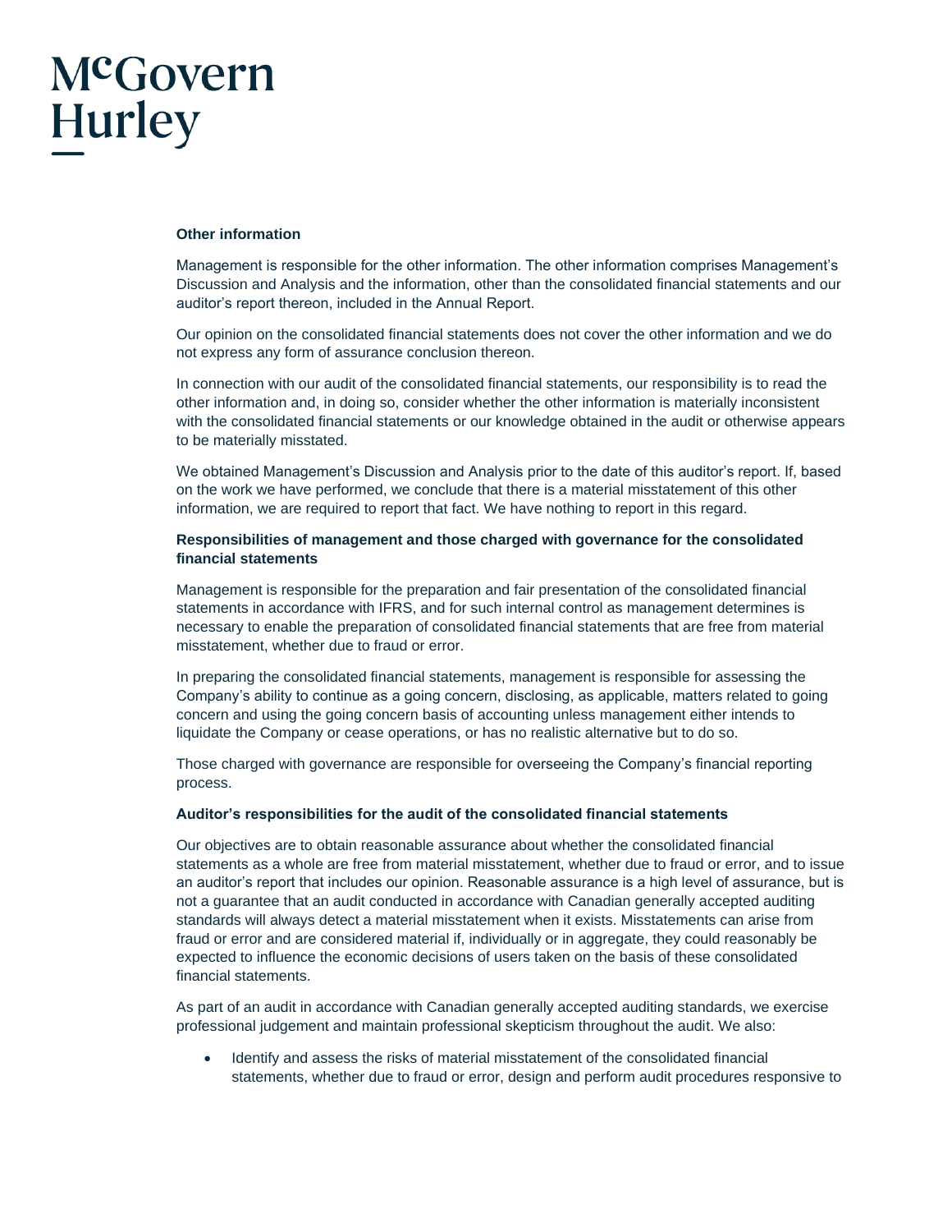**Other information**

Management is responsible for the other information. The other information comprises Management's Discussion and Analysis and the information, other than the consolidated financial statements and our auditor's report thereon, included in the Annual Report.

Our opinion on the consolidated financial statements does not cover the other information and we do not express any form of assurance conclusion thereon.

In connection with our audit of the consolidated financial statements, our responsibility is to read the other information and, in doing so, consider whether the other information is materially inconsistent with the consolidated financial statements or our knowledge obtained in the audit or otherwise appears to be materially misstated.

We obtained Management's Discussion and Analysis prior to the date of this auditor's report. If, based on the work we have performed, we conclude that there is a material misstatement of this other information, we are required to report that fact. We have nothing to report in this regard.

**Responsibilities of management and those charged with governance for the consolidated financial statements**

Management is responsible for the preparation and fair presentation of the consolidated financial statements in accordance with IFRS, and for such internal control as management determines is necessary to enable the preparation of consolidated financial statements that are free from material misstatement, whether due to fraud or error.

In preparing the consolidated financial statements, management is responsible for assessing the Company's ability to continue as a going concern, disclosing, as applicable, matters related to going concern and using the going concern basis of accounting unless management either intends to liquidate the Company or cease operations, or has no realistic alternative but to do so.

Those charged with governance are responsible for overseeing the Company's financial reporting process.

**Auditor's responsibilities for the audit of the consolidated financial statements**

Our objectives are to obtain reasonable assurance about whether the consolidated financial statements as a whole are free from material misstatement, whether due to fraud or error, and to issue an auditor's report that includes our opinion. Reasonable assurance is a high level of assurance, but is not a guarantee that an audit conducted in accordance with Canadian generally accepted auditing standards will always detect a material misstatement when it exists. Misstatements can arise from fraud or error and are considered material if, individually or in aggregate, they could reasonably be expected to influence the economic decisions of users taken on the basis of these consolidated financial statements.

As part of an audit in accordance with Canadian generally accepted auditing standards, we exercise professional judgement and maintain professional skepticism throughout the audit. We also:

- Identify and assess the risks of material misstatement of the consolidated financial statements, whether due to fraud or error, design and perform audit procedures responsive to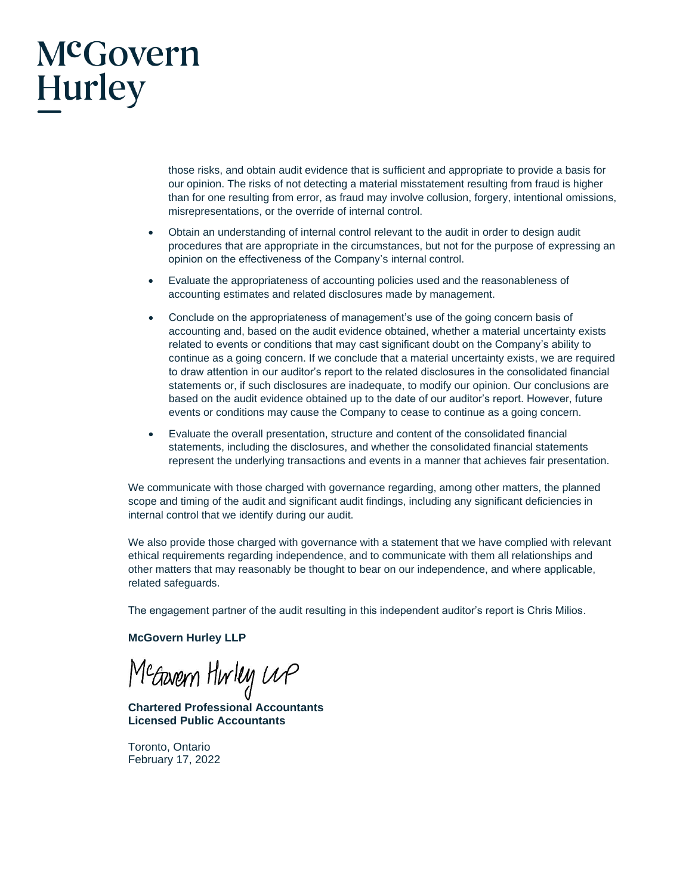those risks, and obtain audit evidence that is sufficient and appropriate to provide a basis for our opinion. The risks of not detecting a material misstatement resulting from fraud is higher than for one resulting from error, as fraud may involve collusion, forgery, intentional omissions, misrepresentations, or the override of internal control.

- Obtain an understanding of internal control relevant to the audit in order to design audit procedures that are appropriate in the circumstances, but not for the purpose of expressing an opinion on the effectiveness of the Company's internal control.
- Evaluate the appropriateness of accounting policies used and the reasonableness of accounting estimates and related disclosures made by management.
- Conclude on the appropriateness of management's use of the going concern basis of accounting and, based on the audit evidence obtained, whether a material uncertainty exists related to events or conditions that may cast significant doubt on the Company's ability to continue as a going concern. If we conclude that a material uncertainty exists, we are required to draw attention in our auditor's report to the related disclosures in the consolidated financial statements or, if such disclosures are inadequate, to modify our opinion. Our conclusions are based on the audit evidence obtained up to the date of our auditor's report. However, future events or conditions may cause the Company to cease to continue as a going concern.
- Evaluate the overall presentation, structure and content of the consolidated financial statements, including the disclosures, and whether the consolidated financial statements represent the underlying transactions and events in a manner that achieves fair presentation.

We communicate with those charged with governance regarding, among other matters, the planned scope and timing of the audit and significant audit findings, including any significant deficiencies in internal control that we identify during our audit.

We also provide those charged with governance with a statement that we have complied with relevant ethical requirements regarding independence, and to communicate with them all relationships and other matters that may reasonably be thought to bear on our independence, and where applicable, related safeguards.

The engagement partner of the audit resulting in this independent auditor's report is Chris Milios.

**McGovern Hurley LLP**

McGovern Hurley LLP

**Chartered Professional Accountants**
**Licensed Public Accountants**

Toronto, Ontario
February 17, 2022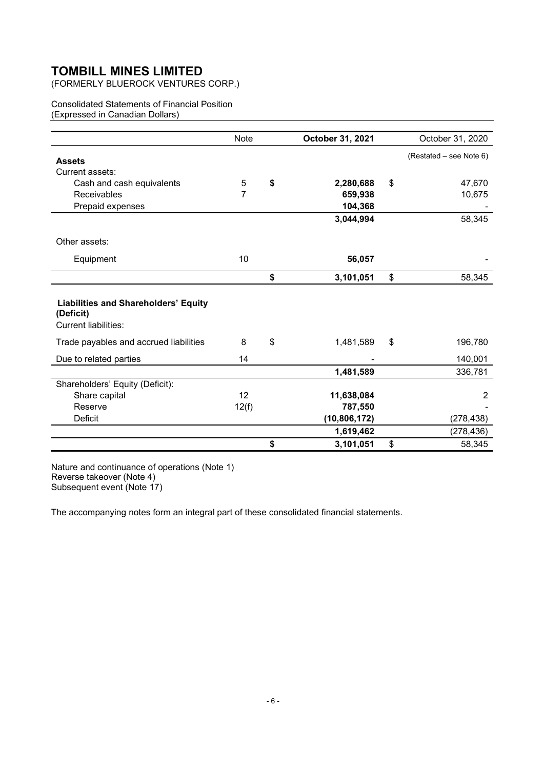# TOMBILL MINES LIMITED

(FORMERLY BLUEROCK VENTURES CORP.)

Consolidated Statements of Financial Position
(Expressed in Canadian Dollars)

| | Note | October 31, 2021 | October 31, 2020 |
|---|---|---|---|
| | | | (Restated – see Note 6) |
| **Assets** | | | |
| Current assets: | | | |
| Cash and cash equivalents | 5 | **$ 2,280,688** | $ 47,670 |
| Receivables | 7 | **659,938** | 10,675 |
| Prepaid expenses | | **104,368** | - |
| | | **3,044,994** | 58,345 |
| Other assets: | | | |
| Equipment | 10 | **56,057** | - |
| | | **$ 3,101,051** | $ 58,345 |
| **Liabilities and Shareholders' Equity (Deficit)** | | | |
| Current liabilities: | | | |
| Trade payables and accrued liabilities | 8 | $ 1,481,589 | $ 196,780 |
| Due to related parties | 14 | - | 140,001 |
| | | **1,481,589** | 336,781 |
| Shareholders' Equity (Deficit): | | | |
| Share capital | 12 | **11,638,084** | 2 |
| Reserve | 12(f) | **787,550** | - |
| Deficit | | **(10,806,172)** | (278,438) |
| | | **1,619,462** | (278,436) |
| | | **$ 3,101,051** | $ 58,345 |

Nature and continuance of operations (Note 1)
Reverse takeover (Note 4)
Subsequent event (Note 17)

The accompanying notes form an integral part of these consolidated financial statements.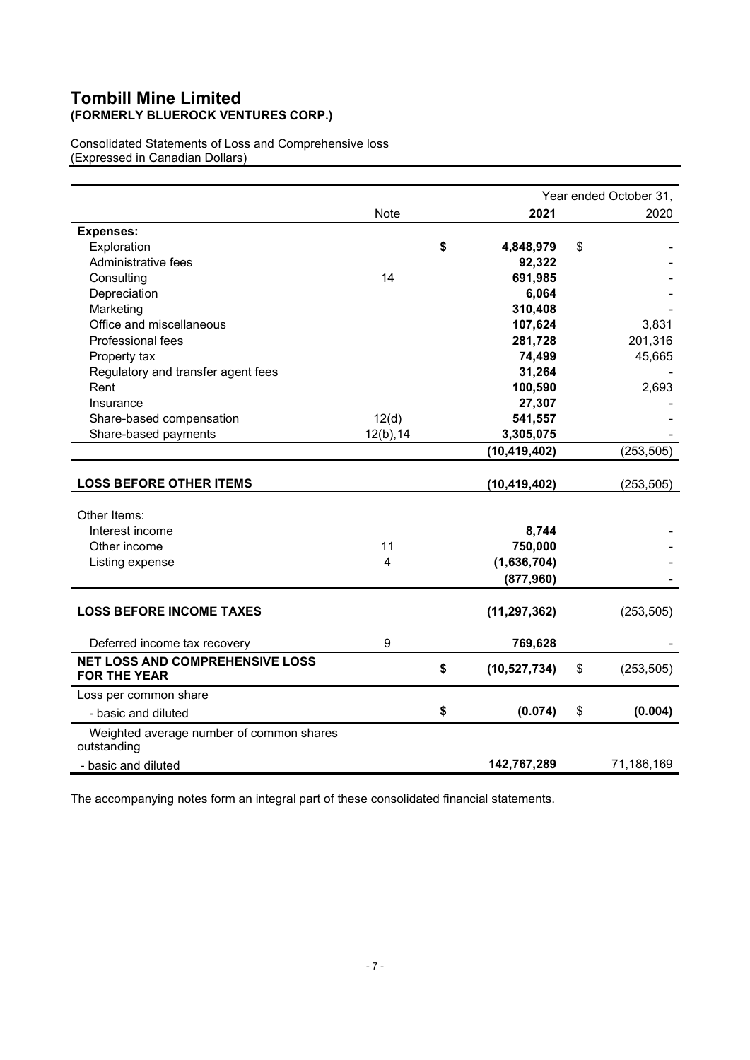# Tombill Mine Limited
## (FORMERLY BLUEROCK VENTURES CORP.)

Consolidated Statements of Loss and Comprehensive loss
(Expressed in Canadian Dollars)

| | Note | Year ended October 31, 2021 | 2020 |
|---|---|---|---|
| **Expenses:** | | | |
| Exploration | | **$ 4,848,979** | $ - |
| Administrative fees | | **92,322** | - |
| Consulting | 14 | **691,985** | - |
| Depreciation | | **6,064** | - |
| Marketing | | **310,408** | - |
| Office and miscellaneous | | **107,624** | 3,831 |
| Professional fees | | **281,728** | 201,316 |
| Property tax | | **74,499** | 45,665 |
| Regulatory and transfer agent fees | | **31,264** | - |
| Rent | | **100,590** | 2,693 |
| Insurance | | **27,307** | - |
| Share-based compensation | 12(d) | **541,557** | - |
| Share-based payments | 12(b),14 | **3,305,075** | - |
| | | **(10,419,402)** | (253,505) |
| **LOSS BEFORE OTHER ITEMS** | | **(10,419,402)** | (253,505) |
| Other Items: | | | |
| Interest income | | **8,744** | - |
| Other income | 11 | **750,000** | - |
| Listing expense | 4 | **(1,636,704)** | - |
| | | **(877,960)** | - |
| **LOSS BEFORE INCOME TAXES** | | **(11,297,362)** | (253,505) |
| Deferred income tax recovery | 9 | **769,628** | - |
| **NET LOSS AND COMPREHENSIVE LOSS FOR THE YEAR** | | **$ (10,527,734)** | $ (253,505) |
| Loss per common share | | | |
| - basic and diluted | | **$ (0.074)** | $ **(0.004)** |
| Weighted average number of common shares outstanding | | | |
| - basic and diluted | | **142,767,289** | 71,186,169 |

The accompanying notes form an integral part of these consolidated financial statements.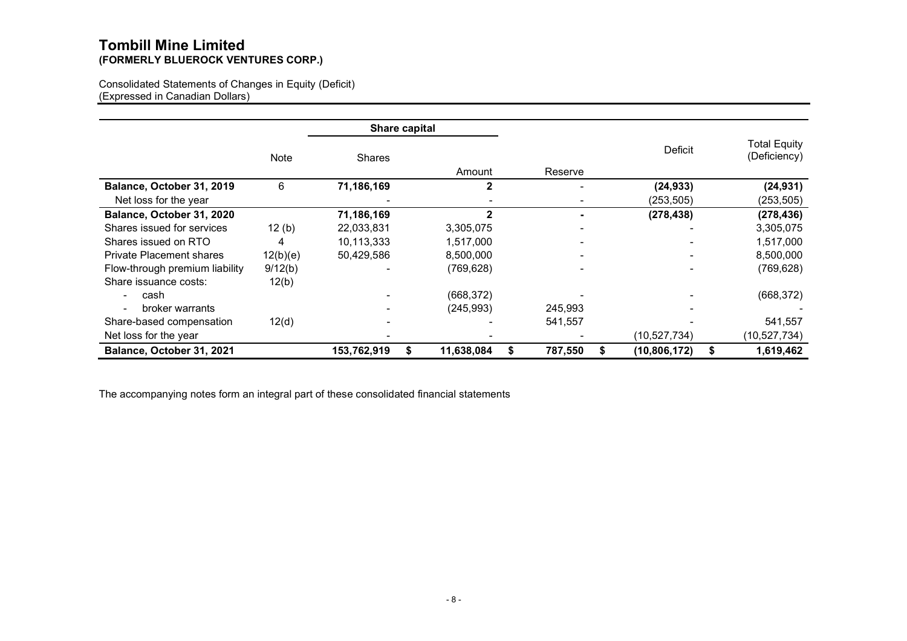# Tombill Mine Limited
## (FORMERLY BLUEROCK VENTURES CORP.)

Consolidated Statements of Changes in Equity (Deficit)
(Expressed in Canadian Dollars)

| | Note | Share capital | | | | |
|---|---|---|---|---|---|---|
| | | Shares | Amount | Reserve | Deficit | Total Equity (Deficiency) |
| **Balance, October 31, 2019** | 6 | **71,186,169** | **2** | - | **(24,933)** | **(24,931)** |
| Net loss for the year | | - | - | - | (253,505) | (253,505) |
| **Balance, October 31, 2020** | | **71,186,169** | **2** | **-** | **(278,438)** | **(278,436)** |
| Shares issued for services | 12 (b) | 22,033,831 | 3,305,075 | - | - | 3,305,075 |
| Shares issued on RTO | 4 | 10,113,333 | 1,517,000 | - | - | 1,517,000 |
| Private Placement shares | 12(b)(e) | 50,429,586 | 8,500,000 | - | - | 8,500,000 |
| Flow-through premium liability | 9/12(b) | - | (769,628) | - | - | (769,628) |
| Share issuance costs: | 12(b) | | | | | |
| - cash | | - | (668,372) | - | - | (668,372) |
| - broker warrants | | - | (245,993) | 245,993 | - | - |
| Share-based compensation | 12(d) | - | - | 541,557 | - | 541,557 |
| Net loss for the year | | - | - | - | (10,527,734) | (10,527,734) |
| **Balance, October 31, 2021** | | **153,762,919** | **$ 11,638,084** | **$ 787,550** | **$ (10,806,172)** | **$ 1,619,462** |

The accompanying notes form an integral part of these consolidated financial statements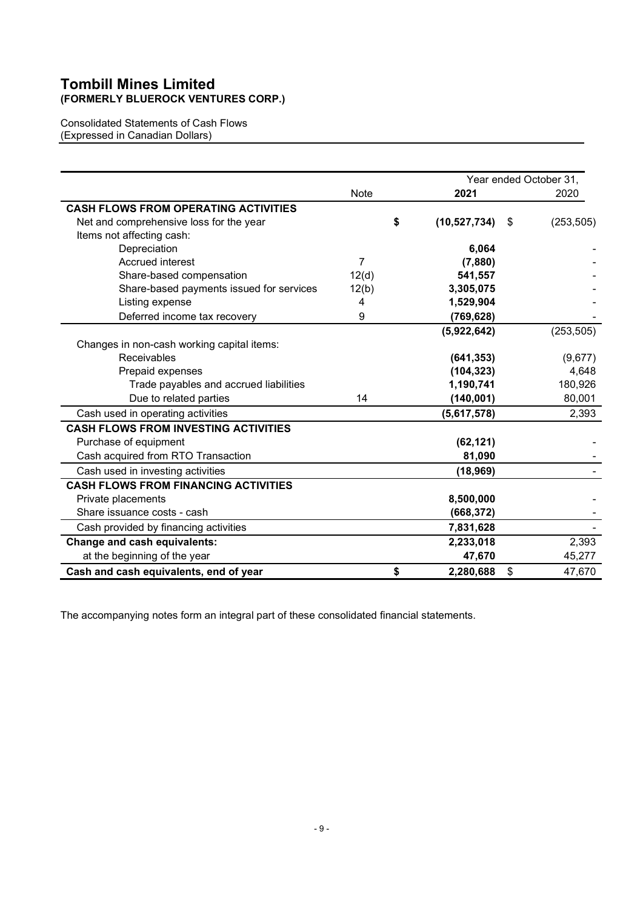# Tombill Mines Limited
**(FORMERLY BLUEROCK VENTURES CORP.)**

Consolidated Statements of Cash Flows
(Expressed in Canadian Dollars)

| | Note | Year ended October 31, 2021 | 2020 |
|---|---|---|---|
| **CASH FLOWS FROM OPERATING ACTIVITIES** | | | |
| Net and comprehensive loss for the year | | **$ (10,527,734)** | $ (253,505) |
| Items not affecting cash: | | | |
| Depreciation | | **6,064** | - |
| Accrued interest | 7 | **(7,880)** | - |
| Share-based compensation | 12(d) | **541,557** | - |
| Share-based payments issued for services | 12(b) | **3,305,075** | - |
| Listing expense | 4 | **1,529,904** | - |
| Deferred income tax recovery | 9 | **(769,628)** | - |
| | | **(5,922,642)** | (253,505) |
| Changes in non-cash working capital items: | | | |
| Receivables | | **(641,353)** | (9,677) |
| Prepaid expenses | | **(104,323)** | 4,648 |
| Trade payables and accrued liabilities | | **1,190,741** | 180,926 |
| Due to related parties | 14 | **(140,001)** | 80,001 |
| Cash used in operating activities | | **(5,617,578)** | 2,393 |
| **CASH FLOWS FROM INVESTING ACTIVITIES** | | | |
| Purchase of equipment | | **(62,121)** | - |
| Cash acquired from RTO Transaction | | **81,090** | - |
| Cash used in investing activities | | **(18,969)** | - |
| **CASH FLOWS FROM FINANCING ACTIVITIES** | | | |
| Private placements | | **8,500,000** | - |
| Share issuance costs - cash | | **(668,372)** | - |
| Cash provided by financing activities | | **7,831,628** | - |
| **Change and cash equivalents:** | | **2,233,018** | 2,393 |
| at the beginning of the year | | **47,670** | 45,277 |
| **Cash and cash equivalents, end of year** | | **$ 2,280,688** | $ 47,670 |

The accompanying notes form an integral part of these consolidated financial statements.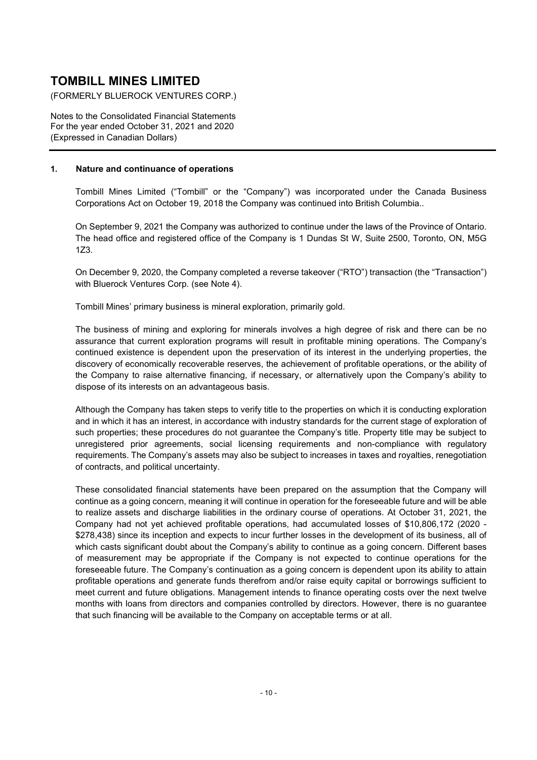# TOMBILL MINES LIMITED

(FORMERLY BLUEROCK VENTURES CORP.)

Notes to the Consolidated Financial Statements
For the year ended October 31, 2021 and 2020
(Expressed in Canadian Dollars)

## 1. Nature and continuance of operations

Tombill Mines Limited ("Tombill" or the "Company") was incorporated under the Canada Business Corporations Act on October 19, 2018 the Company was continued into British Columbia..

On September 9, 2021 the Company was authorized to continue under the laws of the Province of Ontario. The head office and registered office of the Company is 1 Dundas St W, Suite 2500, Toronto, ON, M5G 1Z3.

On December 9, 2020, the Company completed a reverse takeover ("RTO") transaction (the "Transaction") with Bluerock Ventures Corp. (see Note 4).

Tombill Mines' primary business is mineral exploration, primarily gold.

The business of mining and exploring for minerals involves a high degree of risk and there can be no assurance that current exploration programs will result in profitable mining operations. The Company's continued existence is dependent upon the preservation of its interest in the underlying properties, the discovery of economically recoverable reserves, the achievement of profitable operations, or the ability of the Company to raise alternative financing, if necessary, or alternatively upon the Company's ability to dispose of its interests on an advantageous basis.

Although the Company has taken steps to verify title to the properties on which it is conducting exploration and in which it has an interest, in accordance with industry standards for the current stage of exploration of such properties; these procedures do not guarantee the Company's title. Property title may be subject to unregistered prior agreements, social licensing requirements and non-compliance with regulatory requirements. The Company's assets may also be subject to increases in taxes and royalties, renegotiation of contracts, and political uncertainty.

These consolidated financial statements have been prepared on the assumption that the Company will continue as a going concern, meaning it will continue in operation for the foreseeable future and will be able to realize assets and discharge liabilities in the ordinary course of operations. At October 31, 2021, the Company had not yet achieved profitable operations, had accumulated losses of $10,806,172 (2020 - $278,438) since its inception and expects to incur further losses in the development of its business, all of which casts significant doubt about the Company's ability to continue as a going concern. Different bases of measurement may be appropriate if the Company is not expected to continue operations for the foreseeable future. The Company's continuation as a going concern is dependent upon its ability to attain profitable operations and generate funds therefrom and/or raise equity capital or borrowings sufficient to meet current and future obligations. Management intends to finance operating costs over the next twelve months with loans from directors and companies controlled by directors. However, there is no guarantee that such financing will be available to the Company on acceptable terms or at all.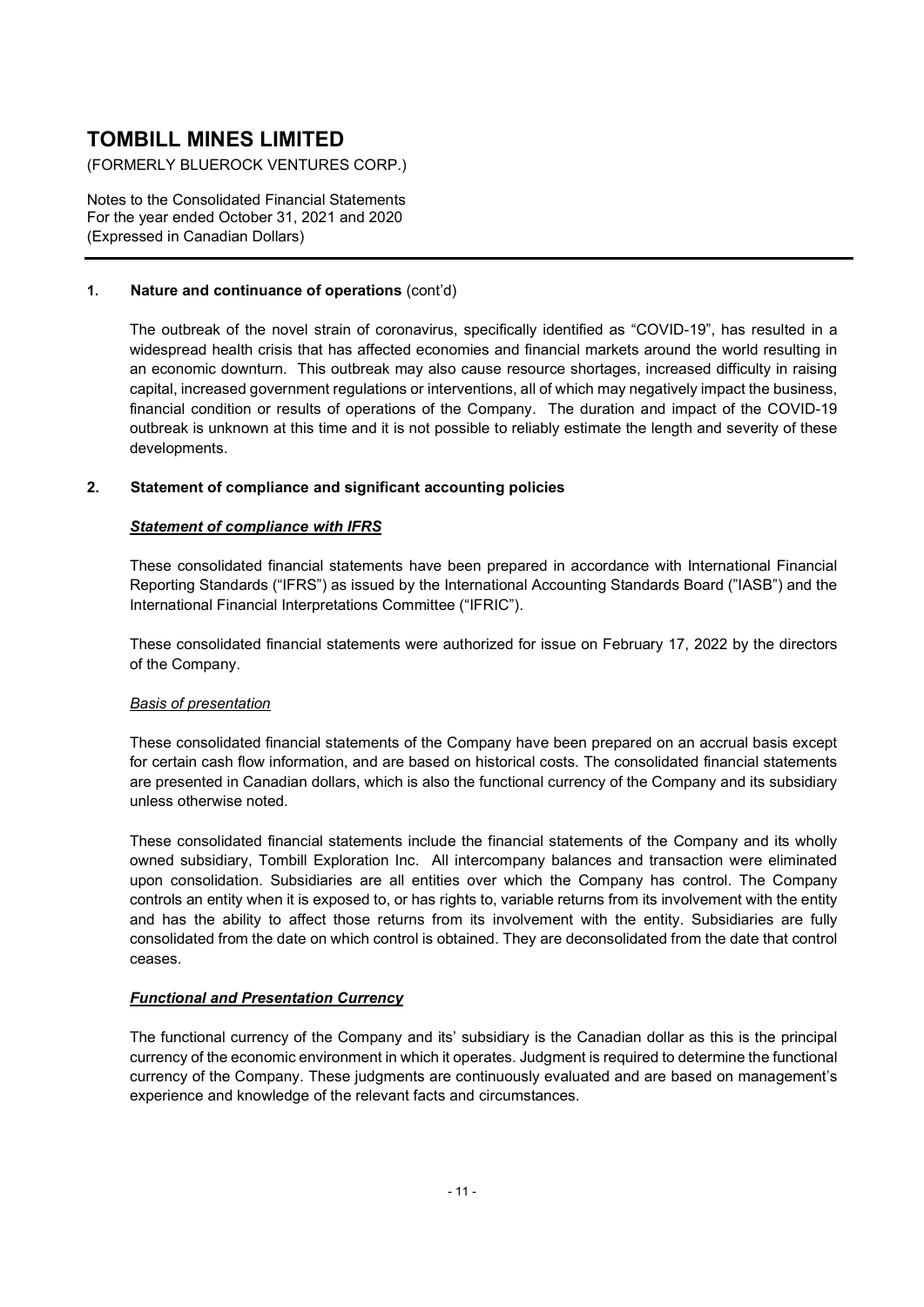### 1. Nature and continuance of operations (cont'd)

The outbreak of the novel strain of coronavirus, specifically identified as "COVID-19", has resulted in a widespread health crisis that has affected economies and financial markets around the world resulting in an economic downturn. This outbreak may also cause resource shortages, increased difficulty in raising capital, increased government regulations or interventions, all of which may negatively impact the business, financial condition or results of operations of the Company. The duration and impact of the COVID-19 outbreak is unknown at this time and it is not possible to reliably estimate the length and severity of these developments.

### 2. Statement of compliance and significant accounting policies

***Statement of compliance with IFRS***

These consolidated financial statements have been prepared in accordance with International Financial Reporting Standards ("IFRS") as issued by the International Accounting Standards Board ("IASB") and the International Financial Interpretations Committee ("IFRIC").

These consolidated financial statements were authorized for issue on February 17, 2022 by the directors of the Company.

*Basis of presentation*

These consolidated financial statements of the Company have been prepared on an accrual basis except for certain cash flow information, and are based on historical costs. The consolidated financial statements are presented in Canadian dollars, which is also the functional currency of the Company and its subsidiary unless otherwise noted.

These consolidated financial statements include the financial statements of the Company and its wholly owned subsidiary, Tombill Exploration Inc. All intercompany balances and transaction were eliminated upon consolidation. Subsidiaries are all entities over which the Company has control. The Company controls an entity when it is exposed to, or has rights to, variable returns from its involvement with the entity and has the ability to affect those returns from its involvement with the entity. Subsidiaries are fully consolidated from the date on which control is obtained. They are deconsolidated from the date that control ceases.

***Functional and Presentation Currency***

The functional currency of the Company and its' subsidiary is the Canadian dollar as this is the principal currency of the economic environment in which it operates. Judgment is required to determine the functional currency of the Company. These judgments are continuously evaluated and are based on management's experience and knowledge of the relevant facts and circumstances.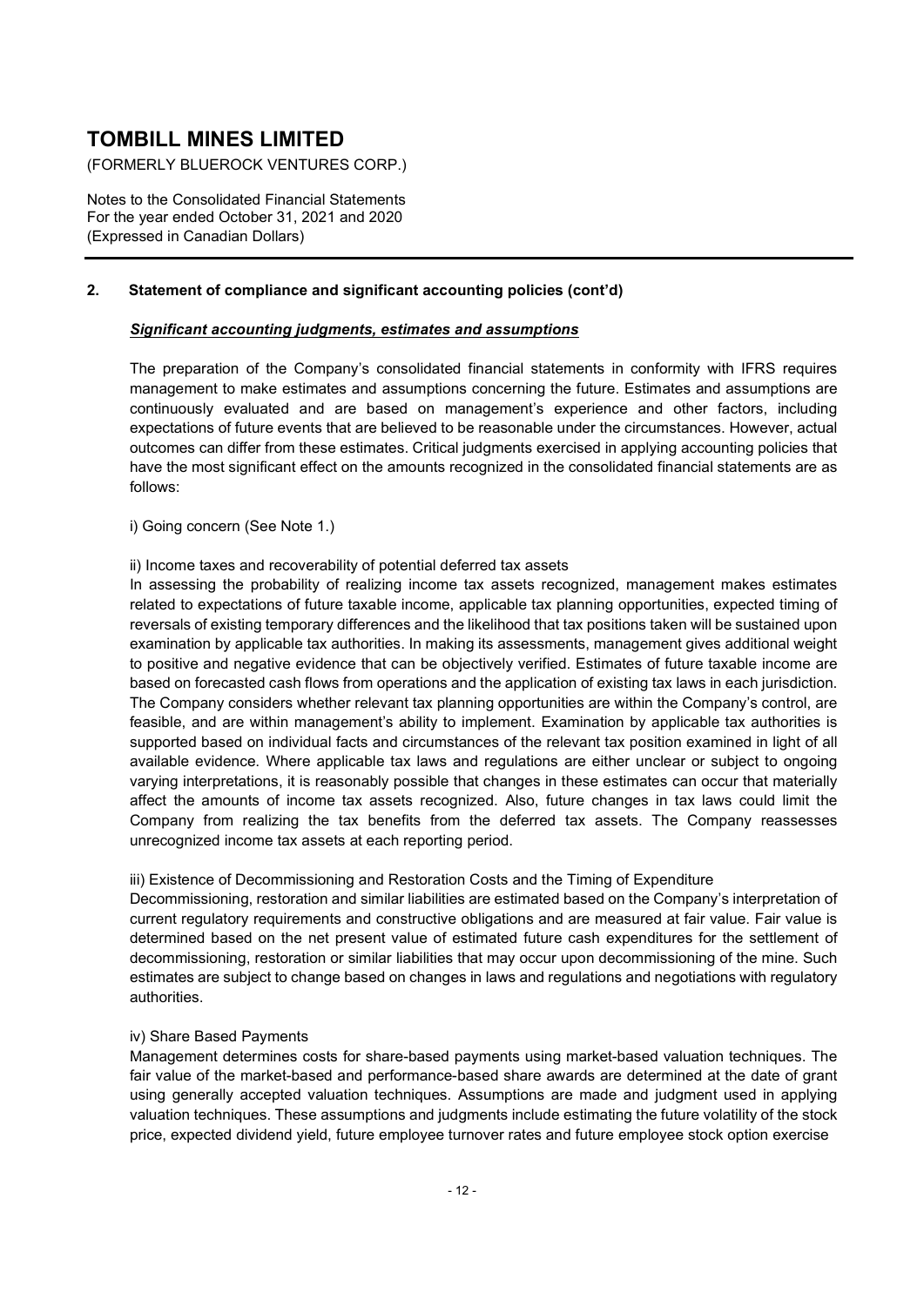## 2. Statement of compliance and significant accounting policies (cont'd)

***Significant accounting judgments, estimates and assumptions***

The preparation of the Company's consolidated financial statements in conformity with IFRS requires management to make estimates and assumptions concerning the future. Estimates and assumptions are continuously evaluated and are based on management's experience and other factors, including expectations of future events that are believed to be reasonable under the circumstances. However, actual outcomes can differ from these estimates. Critical judgments exercised in applying accounting policies that have the most significant effect on the amounts recognized in the consolidated financial statements are as follows:

i) Going concern (See Note 1.)

ii) Income taxes and recoverability of potential deferred tax assets
In assessing the probability of realizing income tax assets recognized, management makes estimates related to expectations of future taxable income, applicable tax planning opportunities, expected timing of reversals of existing temporary differences and the likelihood that tax positions taken will be sustained upon examination by applicable tax authorities. In making its assessments, management gives additional weight to positive and negative evidence that can be objectively verified. Estimates of future taxable income are based on forecasted cash flows from operations and the application of existing tax laws in each jurisdiction. The Company considers whether relevant tax planning opportunities are within the Company's control, are feasible, and are within management's ability to implement. Examination by applicable tax authorities is supported based on individual facts and circumstances of the relevant tax position examined in light of all available evidence. Where applicable tax laws and regulations are either unclear or subject to ongoing varying interpretations, it is reasonably possible that changes in these estimates can occur that materially affect the amounts of income tax assets recognized. Also, future changes in tax laws could limit the Company from realizing the tax benefits from the deferred tax assets. The Company reassesses unrecognized income tax assets at each reporting period.

iii) Existence of Decommissioning and Restoration Costs and the Timing of Expenditure
Decommissioning, restoration and similar liabilities are estimated based on the Company's interpretation of current regulatory requirements and constructive obligations and are measured at fair value. Fair value is determined based on the net present value of estimated future cash expenditures for the settlement of decommissioning, restoration or similar liabilities that may occur upon decommissioning of the mine. Such estimates are subject to change based on changes in laws and regulations and negotiations with regulatory authorities.

iv) Share Based Payments
Management determines costs for share-based payments using market-based valuation techniques. The fair value of the market-based and performance-based share awards are determined at the date of grant using generally accepted valuation techniques. Assumptions are made and judgment used in applying valuation techniques. These assumptions and judgments include estimating the future volatility of the stock price, expected dividend yield, future employee turnover rates and future employee stock option exercise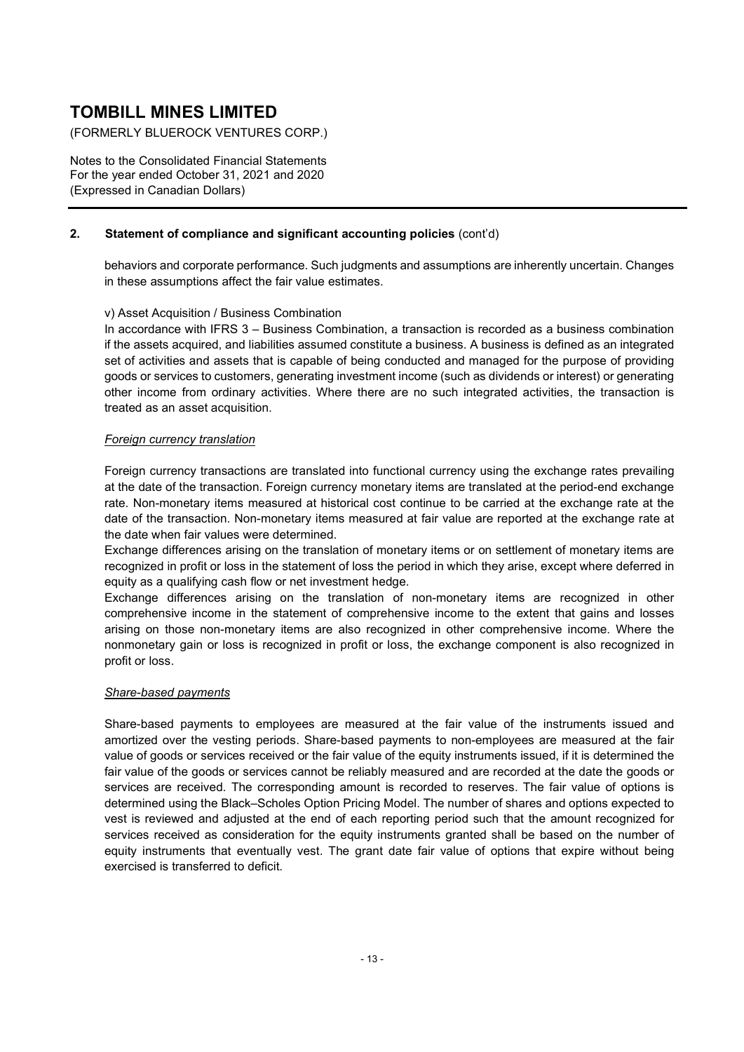## 2. Statement of compliance and significant accounting policies (cont'd)

behaviors and corporate performance. Such judgments and assumptions are inherently uncertain. Changes in these assumptions affect the fair value estimates.

v) Asset Acquisition / Business Combination

In accordance with IFRS 3 – Business Combination, a transaction is recorded as a business combination if the assets acquired, and liabilities assumed constitute a business. A business is defined as an integrated set of activities and assets that is capable of being conducted and managed for the purpose of providing goods or services to customers, generating investment income (such as dividends or interest) or generating other income from ordinary activities. Where there are no such integrated activities, the transaction is treated as an asset acquisition.

*Foreign currency translation*

Foreign currency transactions are translated into functional currency using the exchange rates prevailing at the date of the transaction. Foreign currency monetary items are translated at the period-end exchange rate. Non-monetary items measured at historical cost continue to be carried at the exchange rate at the date of the transaction. Non-monetary items measured at fair value are reported at the exchange rate at the date when fair values were determined.

Exchange differences arising on the translation of monetary items or on settlement of monetary items are recognized in profit or loss in the statement of loss the period in which they arise, except where deferred in equity as a qualifying cash flow or net investment hedge.

Exchange differences arising on the translation of non-monetary items are recognized in other comprehensive income in the statement of comprehensive income to the extent that gains and losses arising on those non-monetary items are also recognized in other comprehensive income. Where the nonmonetary gain or loss is recognized in profit or loss, the exchange component is also recognized in profit or loss.

*Share-based payments*

Share-based payments to employees are measured at the fair value of the instruments issued and amortized over the vesting periods. Share-based payments to non-employees are measured at the fair value of goods or services received or the fair value of the equity instruments issued, if it is determined the fair value of the goods or services cannot be reliably measured and are recorded at the date the goods or services are received. The corresponding amount is recorded to reserves. The fair value of options is determined using the Black–Scholes Option Pricing Model. The number of shares and options expected to vest is reviewed and adjusted at the end of each reporting period such that the amount recognized for services received as consideration for the equity instruments granted shall be based on the number of equity instruments that eventually vest. The grant date fair value of options that expire without being exercised is transferred to deficit.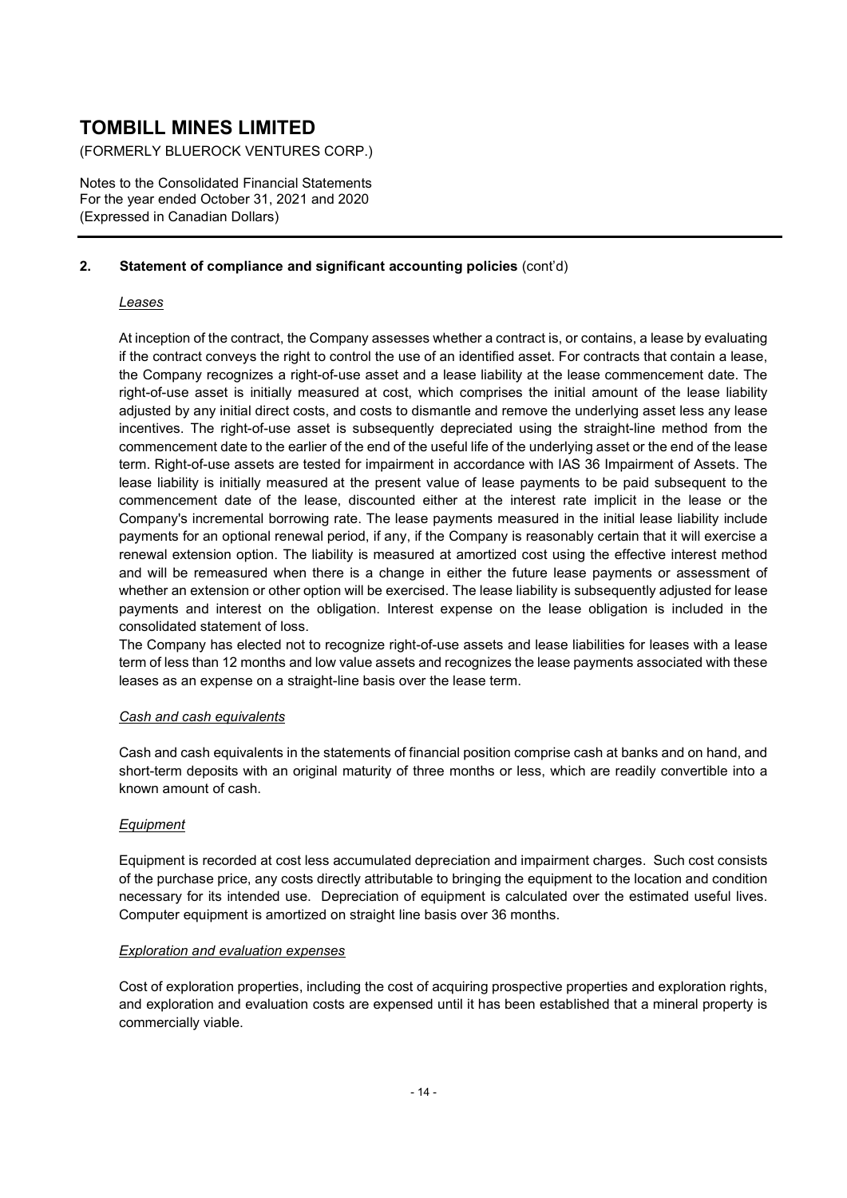## 2. Statement of compliance and significant accounting policies (cont'd)

### *Leases*

At inception of the contract, the Company assesses whether a contract is, or contains, a lease by evaluating if the contract conveys the right to control the use of an identified asset. For contracts that contain a lease, the Company recognizes a right-of-use asset and a lease liability at the lease commencement date. The right-of-use asset is initially measured at cost, which comprises the initial amount of the lease liability adjusted by any initial direct costs, and costs to dismantle and remove the underlying asset less any lease incentives. The right-of-use asset is subsequently depreciated using the straight-line method from the commencement date to the earlier of the end of the useful life of the underlying asset or the end of the lease term. Right-of-use assets are tested for impairment in accordance with IAS 36 Impairment of Assets. The lease liability is initially measured at the present value of lease payments to be paid subsequent to the commencement date of the lease, discounted either at the interest rate implicit in the lease or the Company's incremental borrowing rate. The lease payments measured in the initial lease liability include payments for an optional renewal period, if any, if the Company is reasonably certain that it will exercise a renewal extension option. The liability is measured at amortized cost using the effective interest method and will be remeasured when there is a change in either the future lease payments or assessment of whether an extension or other option will be exercised. The lease liability is subsequently adjusted for lease payments and interest on the obligation. Interest expense on the lease obligation is included in the consolidated statement of loss.

The Company has elected not to recognize right-of-use assets and lease liabilities for leases with a lease term of less than 12 months and low value assets and recognizes the lease payments associated with these leases as an expense on a straight-line basis over the lease term.

### *Cash and cash equivalents*

Cash and cash equivalents in the statements of financial position comprise cash at banks and on hand, and short-term deposits with an original maturity of three months or less, which are readily convertible into a known amount of cash.

### *Equipment*

Equipment is recorded at cost less accumulated depreciation and impairment charges. Such cost consists of the purchase price, any costs directly attributable to bringing the equipment to the location and condition necessary for its intended use. Depreciation of equipment is calculated over the estimated useful lives. Computer equipment is amortized on straight line basis over 36 months.

### *Exploration and evaluation expenses*

Cost of exploration properties, including the cost of acquiring prospective properties and exploration rights, and exploration and evaluation costs are expensed until it has been established that a mineral property is commercially viable.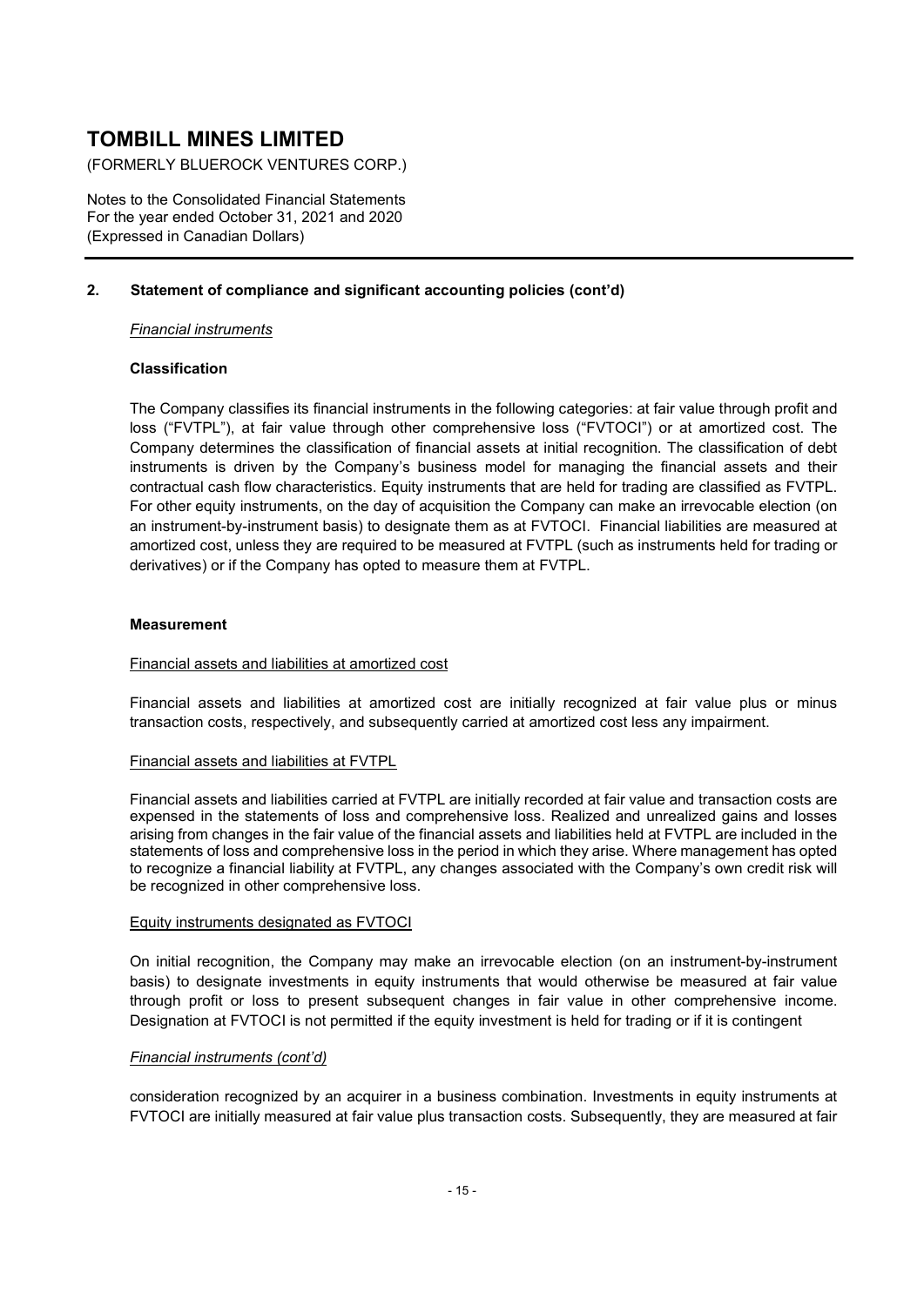## 2. Statement of compliance and significant accounting policies (cont'd)

*Financial instruments*

**Classification**

The Company classifies its financial instruments in the following categories: at fair value through profit and loss ("FVTPL"), at fair value through other comprehensive loss ("FVTOCI") or at amortized cost. The Company determines the classification of financial assets at initial recognition. The classification of debt instruments is driven by the Company's business model for managing the financial assets and their contractual cash flow characteristics. Equity instruments that are held for trading are classified as FVTPL. For other equity instruments, on the day of acquisition the Company can make an irrevocable election (on an instrument-by-instrument basis) to designate them as at FVTOCI. Financial liabilities are measured at amortized cost, unless they are required to be measured at FVTPL (such as instruments held for trading or derivatives) or if the Company has opted to measure them at FVTPL.

**Measurement**

Financial assets and liabilities at amortized cost

Financial assets and liabilities at amortized cost are initially recognized at fair value plus or minus transaction costs, respectively, and subsequently carried at amortized cost less any impairment.

Financial assets and liabilities at FVTPL

Financial assets and liabilities carried at FVTPL are initially recorded at fair value and transaction costs are expensed in the statements of loss and comprehensive loss. Realized and unrealized gains and losses arising from changes in the fair value of the financial assets and liabilities held at FVTPL are included in the statements of loss and comprehensive loss in the period in which they arise. Where management has opted to recognize a financial liability at FVTPL, any changes associated with the Company's own credit risk will be recognized in other comprehensive loss.

Equity instruments designated as FVTOCI

On initial recognition, the Company may make an irrevocable election (on an instrument-by-instrument basis) to designate investments in equity instruments that would otherwise be measured at fair value through profit or loss to present subsequent changes in fair value in other comprehensive income. Designation at FVTOCI is not permitted if the equity investment is held for trading or if it is contingent

*Financial instruments (cont'd)*

consideration recognized by an acquirer in a business combination. Investments in equity instruments at FVTOCI are initially measured at fair value plus transaction costs. Subsequently, they are measured at fair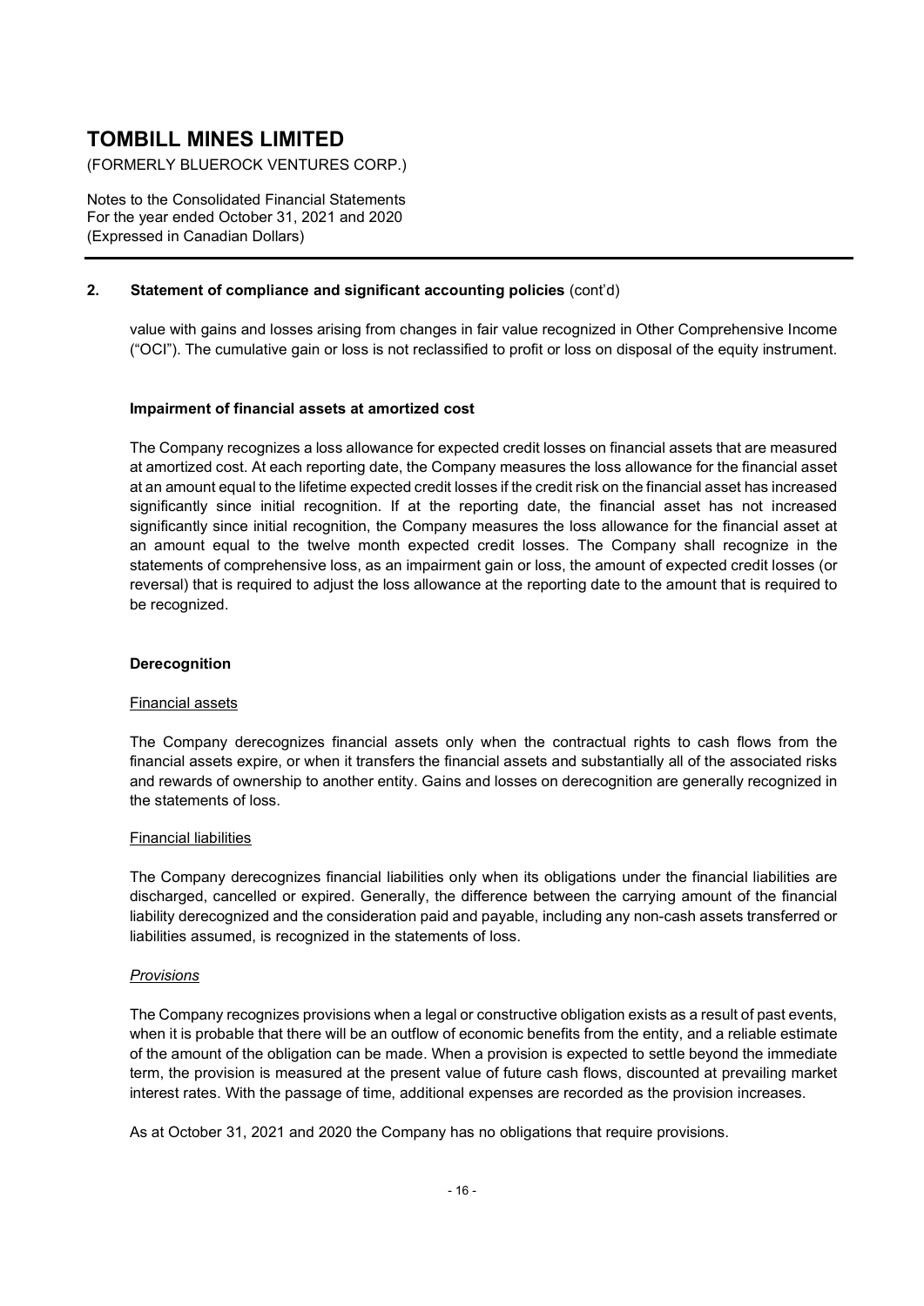## 2. Statement of compliance and significant accounting policies (cont'd)

value with gains and losses arising from changes in fair value recognized in Other Comprehensive Income ("OCI"). The cumulative gain or loss is not reclassified to profit or loss on disposal of the equity instrument.

**Impairment of financial assets at amortized cost**

The Company recognizes a loss allowance for expected credit losses on financial assets that are measured at amortized cost. At each reporting date, the Company measures the loss allowance for the financial asset at an amount equal to the lifetime expected credit losses if the credit risk on the financial asset has increased significantly since initial recognition. If at the reporting date, the financial asset has not increased significantly since initial recognition, the Company measures the loss allowance for the financial asset at an amount equal to the twelve month expected credit losses. The Company shall recognize in the statements of comprehensive loss, as an impairment gain or loss, the amount of expected credit losses (or reversal) that is required to adjust the loss allowance at the reporting date to the amount that is required to be recognized.

**Derecognition**

Financial assets

The Company derecognizes financial assets only when the contractual rights to cash flows from the financial assets expire, or when it transfers the financial assets and substantially all of the associated risks and rewards of ownership to another entity. Gains and losses on derecognition are generally recognized in the statements of loss.

Financial liabilities

The Company derecognizes financial liabilities only when its obligations under the financial liabilities are discharged, cancelled or expired. Generally, the difference between the carrying amount of the financial liability derecognized and the consideration paid and payable, including any non-cash assets transferred or liabilities assumed, is recognized in the statements of loss.

*Provisions*

The Company recognizes provisions when a legal or constructive obligation exists as a result of past events, when it is probable that there will be an outflow of economic benefits from the entity, and a reliable estimate of the amount of the obligation can be made. When a provision is expected to settle beyond the immediate term, the provision is measured at the present value of future cash flows, discounted at prevailing market interest rates. With the passage of time, additional expenses are recorded as the provision increases.

As at October 31, 2021 and 2020 the Company has no obligations that require provisions.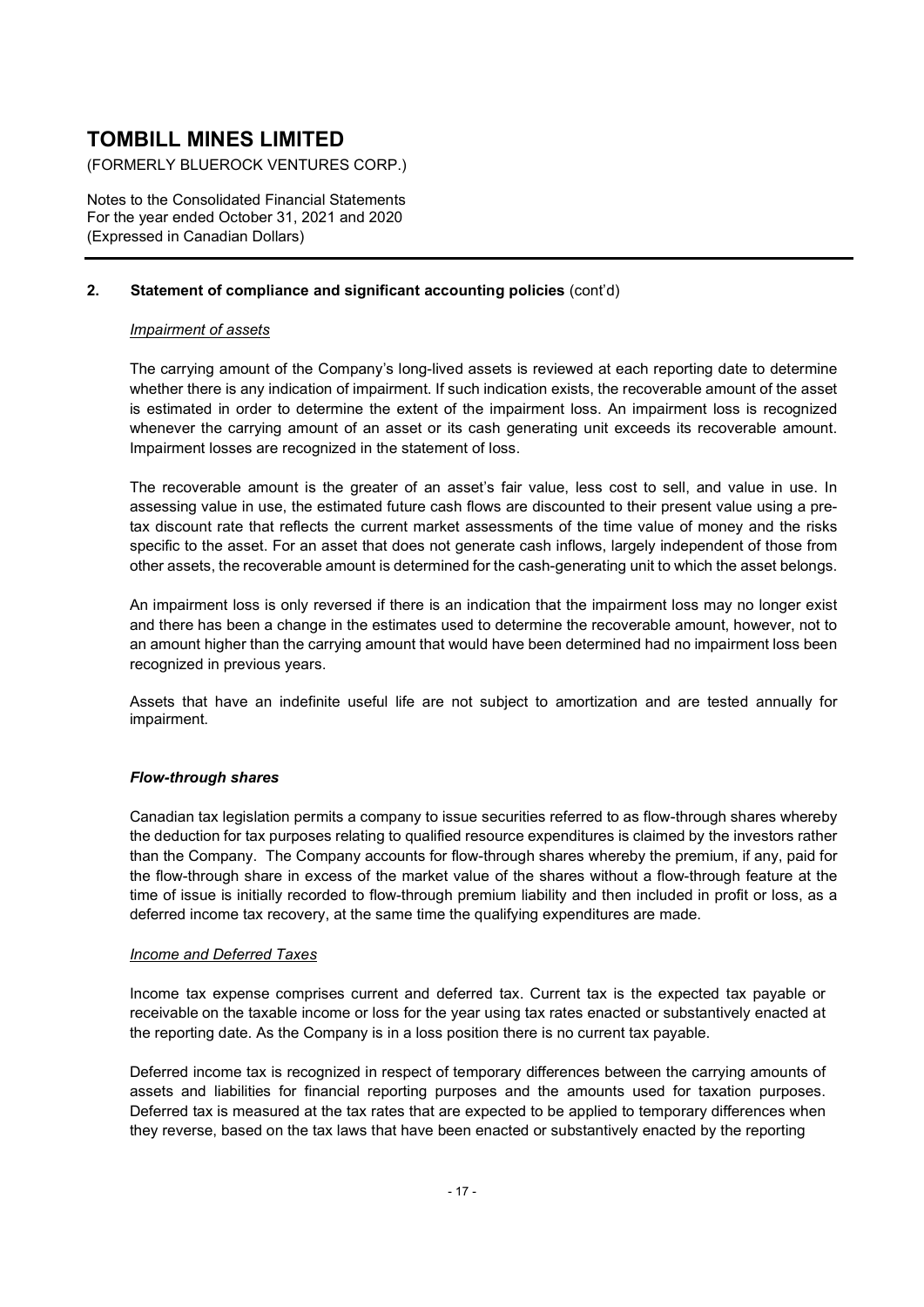## 2. Statement of compliance and significant accounting policies (cont'd)

*Impairment of assets*

The carrying amount of the Company's long-lived assets is reviewed at each reporting date to determine whether there is any indication of impairment. If such indication exists, the recoverable amount of the asset is estimated in order to determine the extent of the impairment loss. An impairment loss is recognized whenever the carrying amount of an asset or its cash generating unit exceeds its recoverable amount. Impairment losses are recognized in the statement of loss.

The recoverable amount is the greater of an asset's fair value, less cost to sell, and value in use. In assessing value in use, the estimated future cash flows are discounted to their present value using a pre-tax discount rate that reflects the current market assessments of the time value of money and the risks specific to the asset. For an asset that does not generate cash inflows, largely independent of those from other assets, the recoverable amount is determined for the cash-generating unit to which the asset belongs.

An impairment loss is only reversed if there is an indication that the impairment loss may no longer exist and there has been a change in the estimates used to determine the recoverable amount, however, not to an amount higher than the carrying amount that would have been determined had no impairment loss been recognized in previous years.

Assets that have an indefinite useful life are not subject to amortization and are tested annually for impairment.

***Flow-through shares***

Canadian tax legislation permits a company to issue securities referred to as flow-through shares whereby the deduction for tax purposes relating to qualified resource expenditures is claimed by the investors rather than the Company. The Company accounts for flow-through shares whereby the premium, if any, paid for the flow-through share in excess of the market value of the shares without a flow-through feature at the time of issue is initially recorded to flow-through premium liability and then included in profit or loss, as a deferred income tax recovery, at the same time the qualifying expenditures are made.

*Income and Deferred Taxes*

Income tax expense comprises current and deferred tax. Current tax is the expected tax payable or receivable on the taxable income or loss for the year using tax rates enacted or substantively enacted at the reporting date. As the Company is in a loss position there is no current tax payable.

Deferred income tax is recognized in respect of temporary differences between the carrying amounts of assets and liabilities for financial reporting purposes and the amounts used for taxation purposes. Deferred tax is measured at the tax rates that are expected to be applied to temporary differences when they reverse, based on the tax laws that have been enacted or substantively enacted by the reporting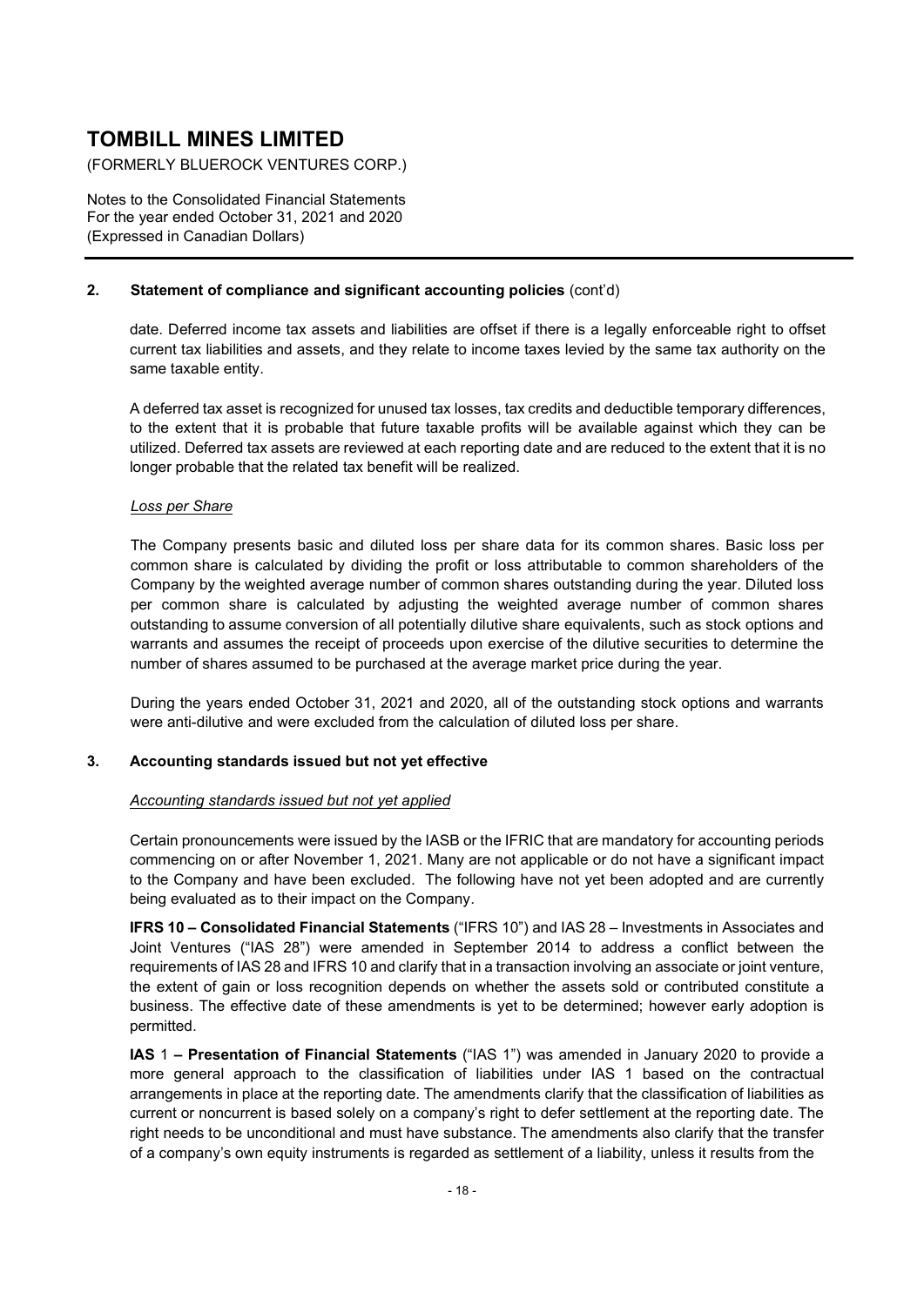**2. Statement of compliance and significant accounting policies** (cont'd)

date. Deferred income tax assets and liabilities are offset if there is a legally enforceable right to offset current tax liabilities and assets, and they relate to income taxes levied by the same tax authority on the same taxable entity.

A deferred tax asset is recognized for unused tax losses, tax credits and deductible temporary differences, to the extent that it is probable that future taxable profits will be available against which they can be utilized. Deferred tax assets are reviewed at each reporting date and are reduced to the extent that it is no longer probable that the related tax benefit will be realized.

*Loss per Share*

The Company presents basic and diluted loss per share data for its common shares. Basic loss per common share is calculated by dividing the profit or loss attributable to common shareholders of the Company by the weighted average number of common shares outstanding during the year. Diluted loss per common share is calculated by adjusting the weighted average number of common shares outstanding to assume conversion of all potentially dilutive share equivalents, such as stock options and warrants and assumes the receipt of proceeds upon exercise of the dilutive securities to determine the number of shares assumed to be purchased at the average market price during the year.

During the years ended October 31, 2021 and 2020, all of the outstanding stock options and warrants were anti-dilutive and were excluded from the calculation of diluted loss per share.

**3. Accounting standards issued but not yet effective**

*Accounting standards issued but not yet applied*

Certain pronouncements were issued by the IASB or the IFRIC that are mandatory for accounting periods commencing on or after November 1, 2021. Many are not applicable or do not have a significant impact to the Company and have been excluded. The following have not yet been adopted and are currently being evaluated as to their impact on the Company.

**IFRS 10 – Consolidated Financial Statements** ("IFRS 10") and IAS 28 – Investments in Associates and Joint Ventures ("IAS 28") were amended in September 2014 to address a conflict between the requirements of IAS 28 and IFRS 10 and clarify that in a transaction involving an associate or joint venture, the extent of gain or loss recognition depends on whether the assets sold or contributed constitute a business. The effective date of these amendments is yet to be determined; however early adoption is permitted.

**IAS** 1 **– Presentation of Financial Statements** ("IAS 1") was amended in January 2020 to provide a more general approach to the classification of liabilities under IAS 1 based on the contractual arrangements in place at the reporting date. The amendments clarify that the classification of liabilities as current or noncurrent is based solely on a company's right to defer settlement at the reporting date. The right needs to be unconditional and must have substance. The amendments also clarify that the transfer of a company's own equity instruments is regarded as settlement of a liability, unless it results from the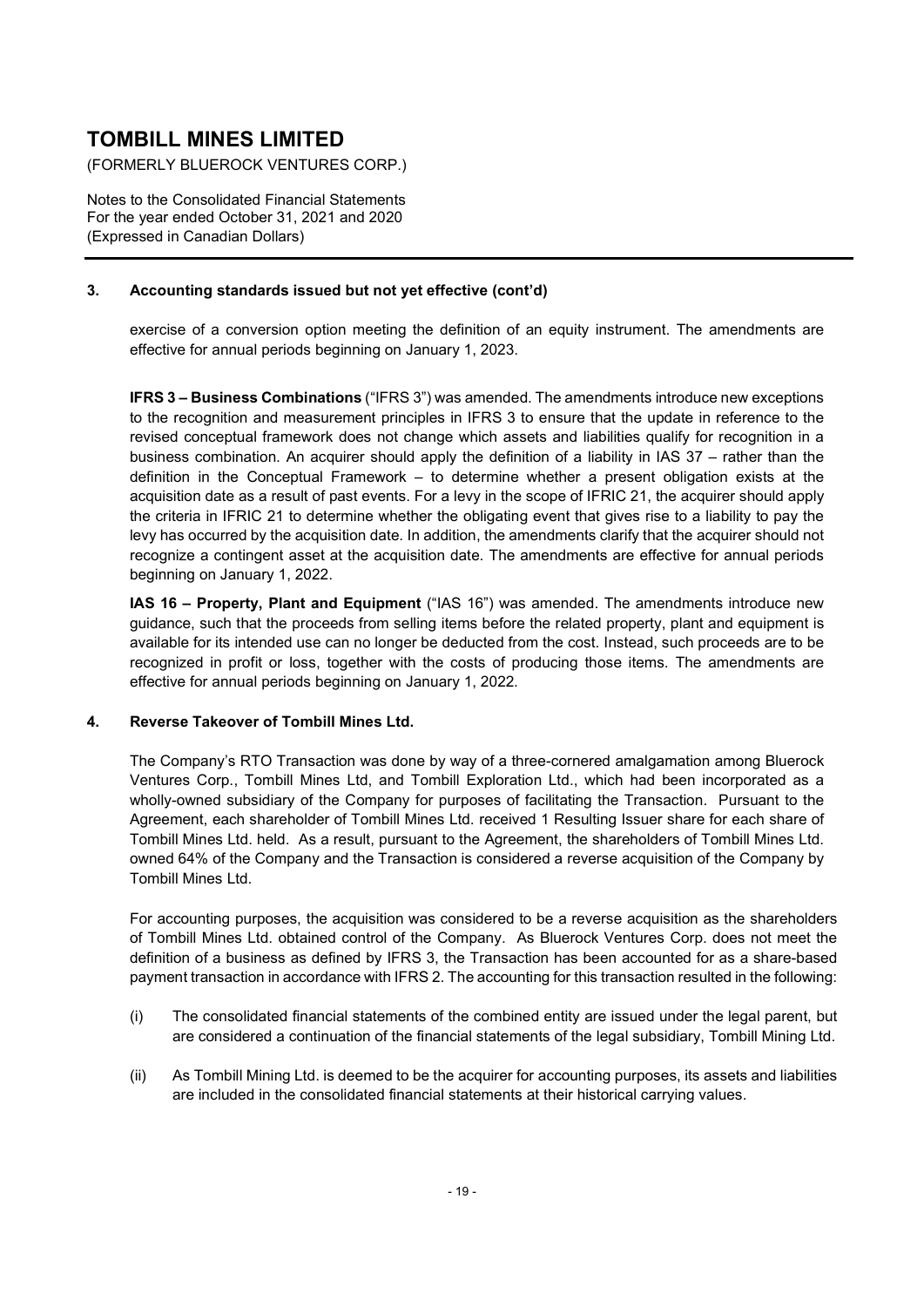### 3. Accounting standards issued but not yet effective (cont'd)

exercise of a conversion option meeting the definition of an equity instrument. The amendments are effective for annual periods beginning on January 1, 2023.

**IFRS 3 – Business Combinations** ("IFRS 3") was amended. The amendments introduce new exceptions to the recognition and measurement principles in IFRS 3 to ensure that the update in reference to the revised conceptual framework does not change which assets and liabilities qualify for recognition in a business combination. An acquirer should apply the definition of a liability in IAS 37 – rather than the definition in the Conceptual Framework – to determine whether a present obligation exists at the acquisition date as a result of past events. For a levy in the scope of IFRIC 21, the acquirer should apply the criteria in IFRIC 21 to determine whether the obligating event that gives rise to a liability to pay the levy has occurred by the acquisition date. In addition, the amendments clarify that the acquirer should not recognize a contingent asset at the acquisition date. The amendments are effective for annual periods beginning on January 1, 2022.

**IAS 16 – Property, Plant and Equipment** ("IAS 16") was amended. The amendments introduce new guidance, such that the proceeds from selling items before the related property, plant and equipment is available for its intended use can no longer be deducted from the cost. Instead, such proceeds are to be recognized in profit or loss, together with the costs of producing those items. The amendments are effective for annual periods beginning on January 1, 2022.

### 4. Reverse Takeover of Tombill Mines Ltd.

The Company's RTO Transaction was done by way of a three-cornered amalgamation among Bluerock Ventures Corp., Tombill Mines Ltd, and Tombill Exploration Ltd., which had been incorporated as a wholly-owned subsidiary of the Company for purposes of facilitating the Transaction. Pursuant to the Agreement, each shareholder of Tombill Mines Ltd. received 1 Resulting Issuer share for each share of Tombill Mines Ltd. held. As a result, pursuant to the Agreement, the shareholders of Tombill Mines Ltd. owned 64% of the Company and the Transaction is considered a reverse acquisition of the Company by Tombill Mines Ltd.

For accounting purposes, the acquisition was considered to be a reverse acquisition as the shareholders of Tombill Mines Ltd. obtained control of the Company. As Bluerock Ventures Corp. does not meet the definition of a business as defined by IFRS 3, the Transaction has been accounted for as a share-based payment transaction in accordance with IFRS 2. The accounting for this transaction resulted in the following:

(i) The consolidated financial statements of the combined entity are issued under the legal parent, but are considered a continuation of the financial statements of the legal subsidiary, Tombill Mining Ltd.

(ii) As Tombill Mining Ltd. is deemed to be the acquirer for accounting purposes, its assets and liabilities are included in the consolidated financial statements at their historical carrying values.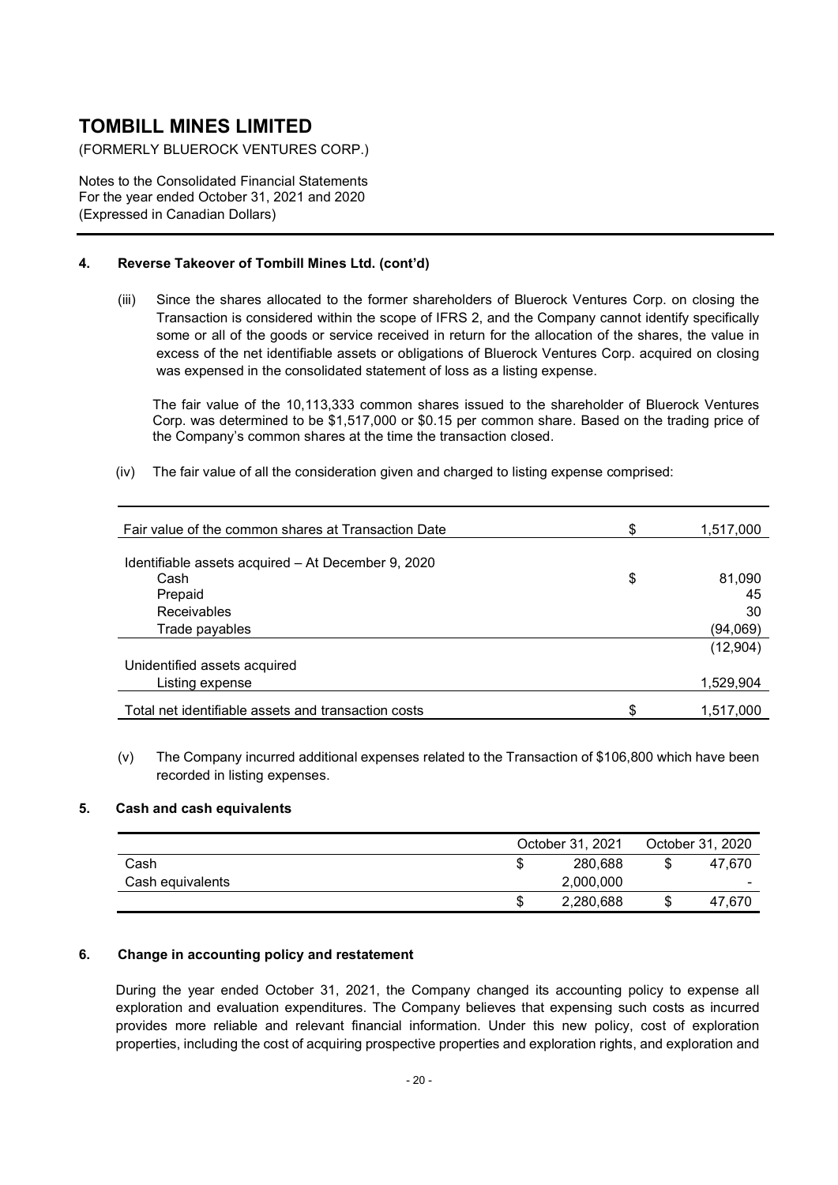# TOMBILL MINES LIMITED

(FORMERLY BLUEROCK VENTURES CORP.)

Notes to the Consolidated Financial Statements
For the year ended October 31, 2021 and 2020
(Expressed in Canadian Dollars)

## 4. Reverse Takeover of Tombill Mines Ltd. (cont'd)

(iii) Since the shares allocated to the former shareholders of Bluerock Ventures Corp. on closing the Transaction is considered within the scope of IFRS 2, and the Company cannot identify specifically some or all of the goods or service received in return for the allocation of the shares, the value in excess of the net identifiable assets or obligations of Bluerock Ventures Corp. acquired on closing was expensed in the consolidated statement of loss as a listing expense.

The fair value of the 10,113,333 common shares issued to the shareholder of Bluerock Ventures Corp. was determined to be $1,517,000 or $0.15 per common share. Based on the trading price of the Company's common shares at the time the transaction closed.

(iv) The fair value of all the consideration given and charged to listing expense comprised:

| | | |
|---|---|---|
| Fair value of the common shares at Transaction Date | $ | 1,517,000 |
| Identifiable assets acquired – At December 9, 2020 | | |
| Cash | $ | 81,090 |
| Prepaid | | 45 |
| Receivables | | 30 |
| Trade payables | | (94,069) |
| | | (12,904) |
| Unidentified assets acquired | | |
| Listing expense | | 1,529,904 |
| Total net identifiable assets and transaction costs | $ | 1,517,000 |

(v) The Company incurred additional expenses related to the Transaction of $106,800 which have been recorded in listing expenses.

## 5. Cash and cash equivalents

| | | October 31, 2021 | | October 31, 2020 |
|---|---|---|---|---|
| Cash | $ | 280,688 | $ | 47,670 |
| Cash equivalents | | 2,000,000 | | - |
| | $ | 2,280,688 | $ | 47,670 |

## 6. Change in accounting policy and restatement

During the year ended October 31, 2021, the Company changed its accounting policy to expense all exploration and evaluation expenditures. The Company believes that expensing such costs as incurred provides more reliable and relevant financial information. Under this new policy, cost of exploration properties, including the cost of acquiring prospective properties and exploration rights, and exploration and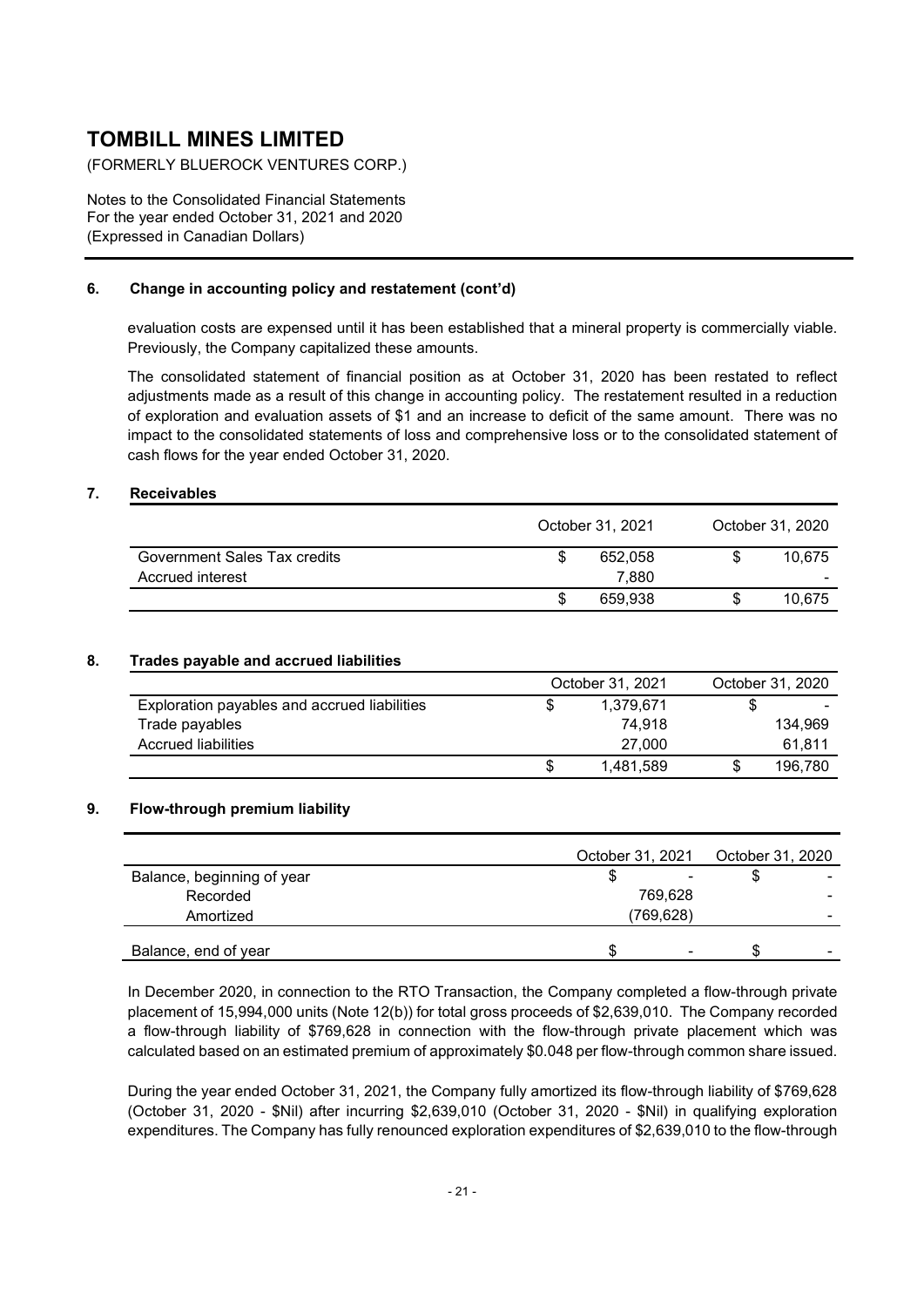# TOMBILL MINES LIMITED

(FORMERLY BLUEROCK VENTURES CORP.)

Notes to the Consolidated Financial Statements
For the year ended October 31, 2021 and 2020
(Expressed in Canadian Dollars)

### 6. Change in accounting policy and restatement (cont'd)

evaluation costs are expensed until it has been established that a mineral property is commercially viable. Previously, the Company capitalized these amounts.

The consolidated statement of financial position as at October 31, 2020 has been restated to reflect adjustments made as a result of this change in accounting policy. The restatement resulted in a reduction of exploration and evaluation assets of $1 and an increase to deficit of the same amount. There was no impact to the consolidated statements of loss and comprehensive loss or to the consolidated statement of cash flows for the year ended October 31, 2020.

### 7. Receivables

| | October 31, 2021 | October 31, 2020 |
|---|---|---|
| Government Sales Tax credits | $ 652,058 | $ 10,675 |
| Accrued interest | 7,880 | - |
| | $ 659,938 | $ 10,675 |

### 8. Trades payable and accrued liabilities

| | October 31, 2021 | October 31, 2020 |
|---|---|---|
| Exploration payables and accrued liabilities | $ 1,379,671 | $ - |
| Trade payables | 74,918 | 134,969 |
| Accrued liabilities | 27,000 | 61,811 |
| | $ 1,481,589 | $ 196,780 |

### 9. Flow-through premium liability

| | October 31, 2021 | October 31, 2020 |
|---|---|---|
| Balance, beginning of year | $ - | $ - |
| Recorded | 769,628 | - |
| Amortized | (769,628) | - |
| Balance, end of year | $ - | $ - |

In December 2020, in connection to the RTO Transaction, the Company completed a flow-through private placement of 15,994,000 units (Note 12(b)) for total gross proceeds of $2,639,010. The Company recorded a flow-through liability of $769,628 in connection with the flow-through private placement which was calculated based on an estimated premium of approximately $0.048 per flow-through common share issued.

During the year ended October 31, 2021, the Company fully amortized its flow-through liability of $769,628 (October 31, 2020 - $Nil) after incurring $2,639,010 (October 31, 2020 - $Nil) in qualifying exploration expenditures. The Company has fully renounced exploration expenditures of $2,639,010 to the flow-through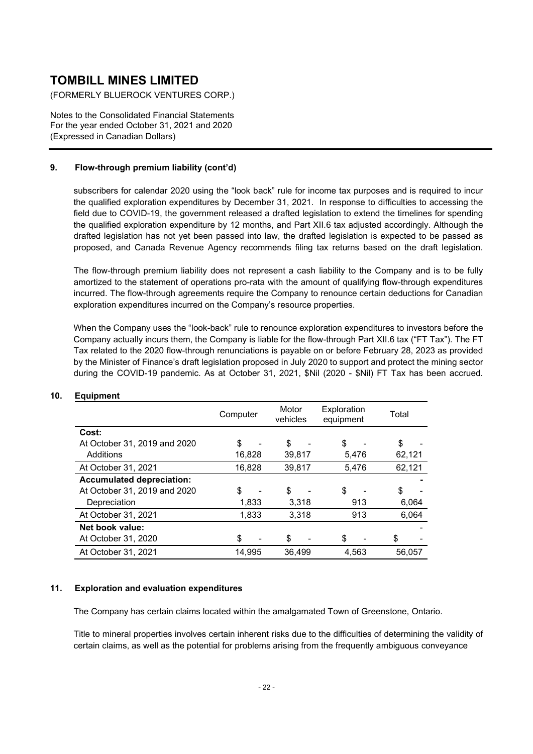## 9. Flow-through premium liability (cont'd)

subscribers for calendar 2020 using the "look back" rule for income tax purposes and is required to incur the qualified exploration expenditures by December 31, 2021. In response to difficulties to accessing the field due to COVID-19, the government released a drafted legislation to extend the timelines for spending the qualified exploration expenditure by 12 months, and Part XII.6 tax adjusted accordingly. Although the drafted legislation has not yet been passed into law, the drafted legislation is expected to be passed as proposed, and Canada Revenue Agency recommends filing tax returns based on the draft legislation.

The flow-through premium liability does not represent a cash liability to the Company and is to be fully amortized to the statement of operations pro-rata with the amount of qualifying flow-through expenditures incurred. The flow-through agreements require the Company to renounce certain deductions for Canadian exploration expenditures incurred on the Company's resource properties.

When the Company uses the "look-back" rule to renounce exploration expenditures to investors before the Company actually incurs them, the Company is liable for the flow-through Part XII.6 tax ("FT Tax"). The FT Tax related to the 2020 flow-through renunciations is payable on or before February 28, 2023 as provided by the Minister of Finance's draft legislation proposed in July 2020 to support and protect the mining sector during the COVID-19 pandemic. As at October 31, 2021, $Nil (2020 - $Nil) FT Tax has been accrued.

## 10. Equipment

| | Computer | Motor vehicles | Exploration equipment | Total |
|---|---|---|---|---|
| **Cost:** | | | | |
| At October 31, 2019 and 2020 | $ - | $ - | $ - | $ - |
| Additions | 16,828 | 39,817 | 5,476 | 62,121 |
| At October 31, 2021 | 16,828 | 39,817 | 5,476 | 62,121 |
| **Accumulated depreciation:** | | | | - |
| At October 31, 2019 and 2020 | $ - | $ - | $ - | $ - |
| Depreciation | 1,833 | 3,318 | 913 | 6,064 |
| At October 31, 2021 | 1,833 | 3,318 | 913 | 6,064 |
| **Net book value:** | | | | - |
| At October 31, 2020 | $ - | $ - | $ - | $ - |
| At October 31, 2021 | 14,995 | 36,499 | 4,563 | 56,057 |

## 11. Exploration and evaluation expenditures

The Company has certain claims located within the amalgamated Town of Greenstone, Ontario.

Title to mineral properties involves certain inherent risks due to the difficulties of determining the validity of certain claims, as well as the potential for problems arising from the frequently ambiguous conveyance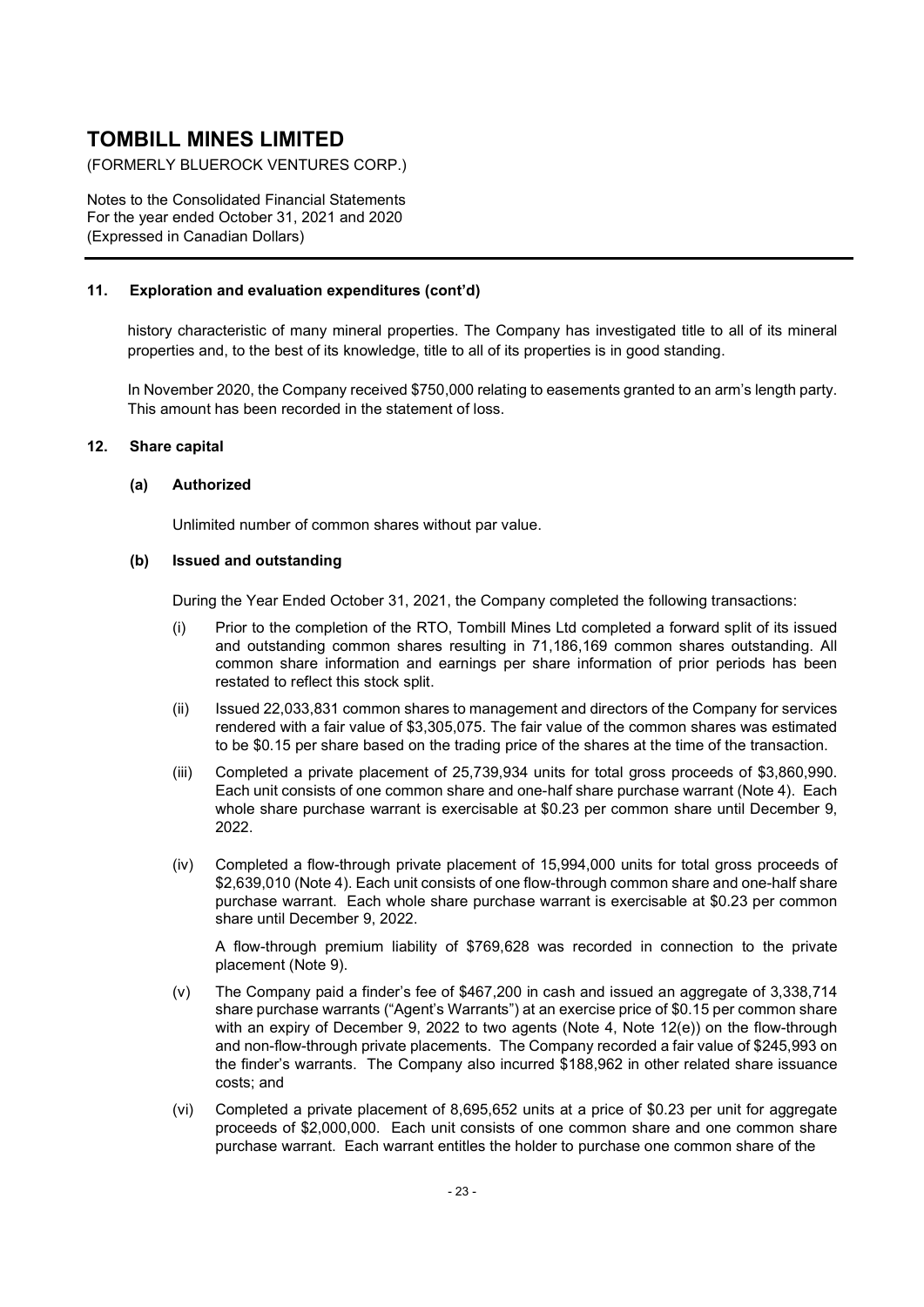## 11. Exploration and evaluation expenditures (cont'd)

history characteristic of many mineral properties. The Company has investigated title to all of its mineral properties and, to the best of its knowledge, title to all of its properties is in good standing.

In November 2020, the Company received $750,000 relating to easements granted to an arm's length party. This amount has been recorded in the statement of loss.

## 12. Share capital

### (a) Authorized

Unlimited number of common shares without par value.

### (b) Issued and outstanding

During the Year Ended October 31, 2021, the Company completed the following transactions:

(i) Prior to the completion of the RTO, Tombill Mines Ltd completed a forward split of its issued and outstanding common shares resulting in 71,186,169 common shares outstanding. All common share information and earnings per share information of prior periods has been restated to reflect this stock split.

(ii) Issued 22,033,831 common shares to management and directors of the Company for services rendered with a fair value of $3,305,075. The fair value of the common shares was estimated to be $0.15 per share based on the trading price of the shares at the time of the transaction.

(iii) Completed a private placement of 25,739,934 units for total gross proceeds of $3,860,990. Each unit consists of one common share and one-half share purchase warrant (Note 4). Each whole share purchase warrant is exercisable at $0.23 per common share until December 9, 2022.

(iv) Completed a flow-through private placement of 15,994,000 units for total gross proceeds of $2,639,010 (Note 4). Each unit consists of one flow-through common share and one-half share purchase warrant. Each whole share purchase warrant is exercisable at $0.23 per common share until December 9, 2022.

A flow-through premium liability of $769,628 was recorded in connection to the private placement (Note 9).

(v) The Company paid a finder's fee of $467,200 in cash and issued an aggregate of 3,338,714 share purchase warrants ("Agent's Warrants") at an exercise price of $0.15 per common share with an expiry of December 9, 2022 to two agents (Note 4, Note 12(e)) on the flow-through and non-flow-through private placements. The Company recorded a fair value of $245,993 on the finder's warrants. The Company also incurred $188,962 in other related share issuance costs; and

(vi) Completed a private placement of 8,695,652 units at a price of $0.23 per unit for aggregate proceeds of $2,000,000. Each unit consists of one common share and one common share purchase warrant. Each warrant entitles the holder to purchase one common share of the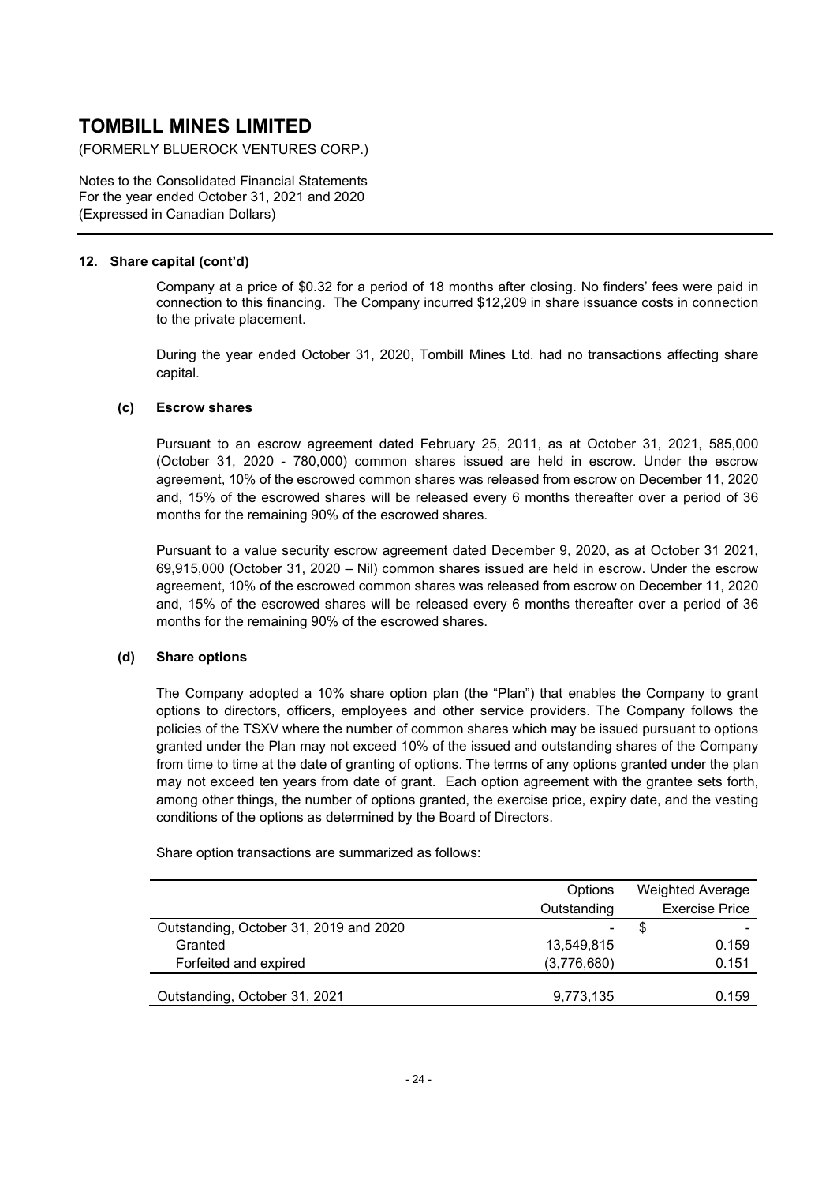## 12. Share capital (cont'd)

Company at a price of \$0.32 for a period of 18 months after closing. No finders' fees were paid in connection to this financing. The Company incurred \$12,209 in share issuance costs in connection to the private placement.

During the year ended October 31, 2020, Tombill Mines Ltd. had no transactions affecting share capital.

### (c) Escrow shares

Pursuant to an escrow agreement dated February 25, 2011, as at October 31, 2021, 585,000 (October 31, 2020 - 780,000) common shares issued are held in escrow. Under the escrow agreement, 10% of the escrowed common shares was released from escrow on December 11, 2020 and, 15% of the escrowed shares will be released every 6 months thereafter over a period of 36 months for the remaining 90% of the escrowed shares.

Pursuant to a value security escrow agreement dated December 9, 2020, as at October 31 2021, 69,915,000 (October 31, 2020 – Nil) common shares issued are held in escrow. Under the escrow agreement, 10% of the escrowed common shares was released from escrow on December 11, 2020 and, 15% of the escrowed shares will be released every 6 months thereafter over a period of 36 months for the remaining 90% of the escrowed shares.

### (d) Share options

The Company adopted a 10% share option plan (the "Plan") that enables the Company to grant options to directors, officers, employees and other service providers. The Company follows the policies of the TSXV where the number of common shares which may be issued pursuant to options granted under the Plan may not exceed 10% of the issued and outstanding shares of the Company from time to time at the date of granting of options. The terms of any options granted under the plan may not exceed ten years from date of grant. Each option agreement with the grantee sets forth, among other things, the number of options granted, the exercise price, expiry date, and the vesting conditions of the options as determined by the Board of Directors.

Share option transactions are summarized as follows:

| | Options Outstanding | Weighted Average Exercise Price |
|---|---|---|
| Outstanding, October 31, 2019 and 2020 | - | \$ - |
| Granted | 13,549,815 | 0.159 |
| Forfeited and expired | (3,776,680) | 0.151 |
| Outstanding, October 31, 2021 | 9,773,135 | 0.159 |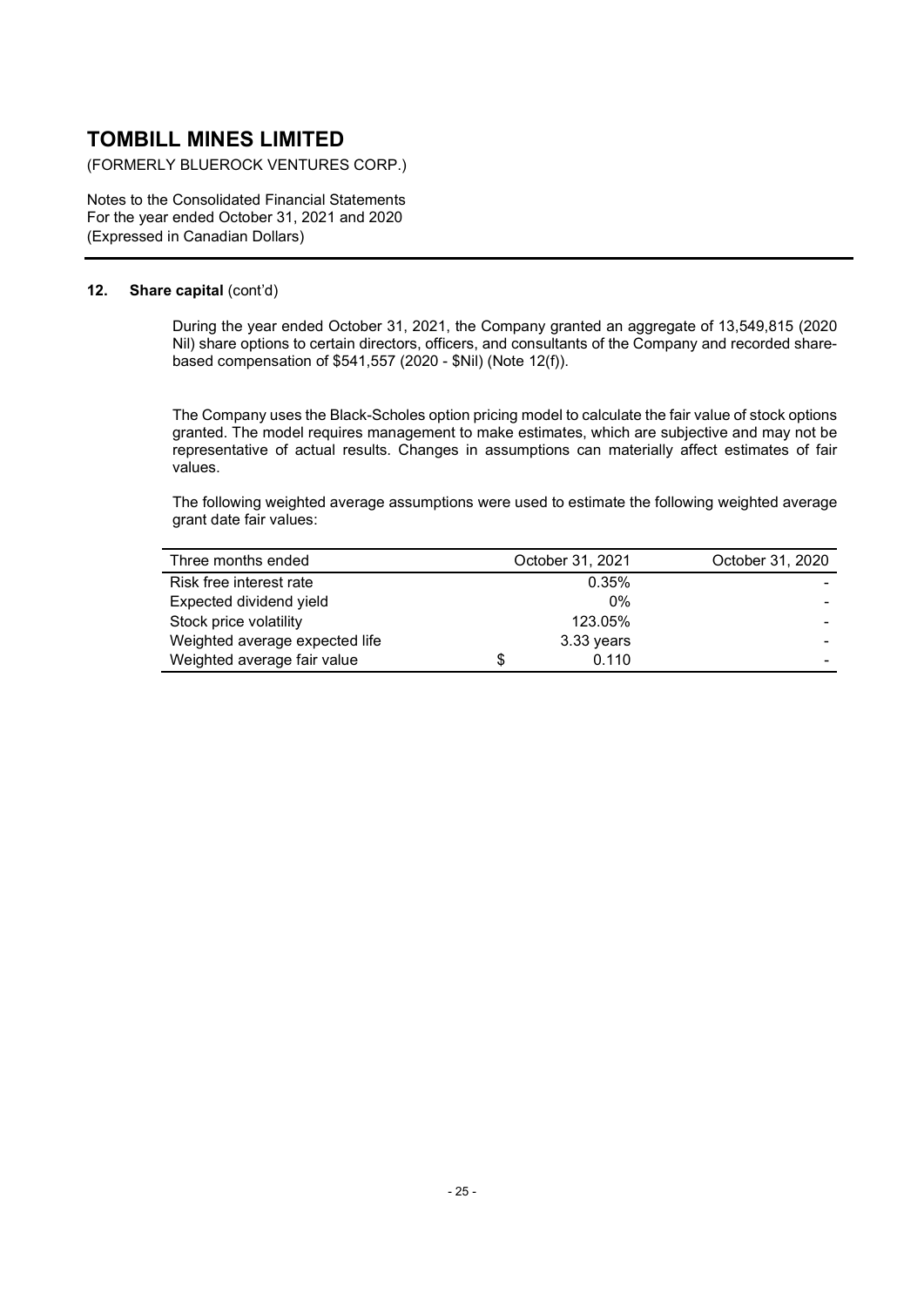## 12. Share capital (cont'd)

During the year ended October 31, 2021, the Company granted an aggregate of 13,549,815 (2020 Nil) share options to certain directors, officers, and consultants of the Company and recorded share-based compensation of $541,557 (2020 - $Nil) (Note 12(f)).

The Company uses the Black-Scholes option pricing model to calculate the fair value of stock options granted. The model requires management to make estimates, which are subjective and may not be representative of actual results. Changes in assumptions can materially affect estimates of fair values.

The following weighted average assumptions were used to estimate the following weighted average grant date fair values:

| Three months ended | October 31, 2021 | October 31, 2020 |
|---|---|---|
| Risk free interest rate | 0.35% | - |
| Expected dividend yield | 0% | - |
| Stock price volatility | 123.05% | - |
| Weighted average expected life | 3.33 years | - |
| Weighted average fair value | $ 0.110 | - |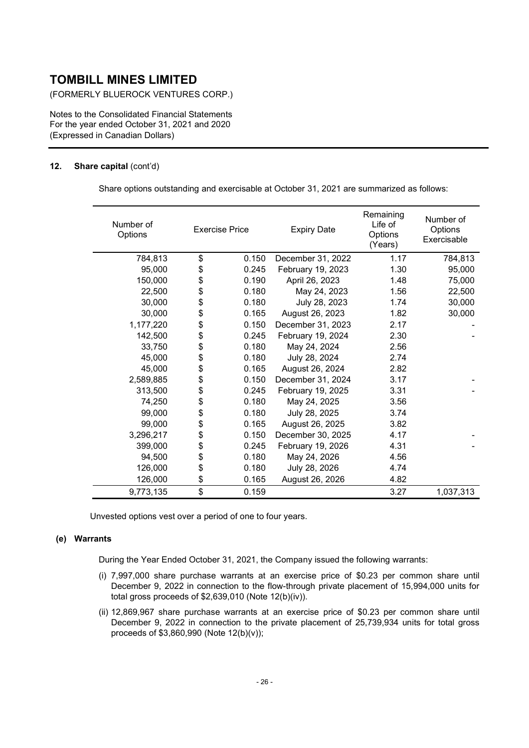# TOMBILL MINES LIMITED

(FORMERLY BLUEROCK VENTURES CORP.)

Notes to the Consolidated Financial Statements
For the year ended October 31, 2021 and 2020
(Expressed in Canadian Dollars)

## 12. Share capital (cont'd)

Share options outstanding and exercisable at October 31, 2021 are summarized as follows:

| Number of Options | Exercise Price | Expiry Date | Remaining Life of Options (Years) | Number of Options Exercisable |
|---|---|---|---|---|
| 784,813 | $ 0.150 | December 31, 2022 | 1.17 | 784,813 |
| 95,000 | $ 0.245 | February 19, 2023 | 1.30 | 95,000 |
| 150,000 | $ 0.190 | April 26, 2023 | 1.48 | 75,000 |
| 22,500 | $ 0.180 | May 24, 2023 | 1.56 | 22,500 |
| 30,000 | $ 0.180 | July 28, 2023 | 1.74 | 30,000 |
| 30,000 | $ 0.165 | August 26, 2023 | 1.82 | 30,000 |
| 1,177,220 | $ 0.150 | December 31, 2023 | 2.17 | - |
| 142,500 | $ 0.245 | February 19, 2024 | 2.30 | - |
| 33,750 | $ 0.180 | May 24, 2024 | 2.56 | |
| 45,000 | $ 0.180 | July 28, 2024 | 2.74 | |
| 45,000 | $ 0.165 | August 26, 2024 | 2.82 | |
| 2,589,885 | $ 0.150 | December 31, 2024 | 3.17 | - |
| 313,500 | $ 0.245 | February 19, 2025 | 3.31 | - |
| 74,250 | $ 0.180 | May 24, 2025 | 3.56 | |
| 99,000 | $ 0.180 | July 28, 2025 | 3.74 | |
| 99,000 | $ 0.165 | August 26, 2025 | 3.82 | |
| 3,296,217 | $ 0.150 | December 30, 2025 | 4.17 | - |
| 399,000 | $ 0.245 | February 19, 2026 | 4.31 | - |
| 94,500 | $ 0.180 | May 24, 2026 | 4.56 | |
| 126,000 | $ 0.180 | July 28, 2026 | 4.74 | |
| 126,000 | $ 0.165 | August 26, 2026 | 4.82 | |
| 9,773,135 | $ 0.159 | | 3.27 | 1,037,313 |

Unvested options vest over a period of one to four years.

### (e) Warrants

During the Year Ended October 31, 2021, the Company issued the following warrants:

(i) 7,997,000 share purchase warrants at an exercise price of $0.23 per common share until December 9, 2022 in connection to the flow-through private placement of 15,994,000 units for total gross proceeds of $2,639,010 (Note 12(b)(iv)).

(ii) 12,869,967 share purchase warrants at an exercise price of $0.23 per common share until December 9, 2022 in connection to the private placement of 25,739,934 units for total gross proceeds of $3,860,990 (Note 12(b)(v));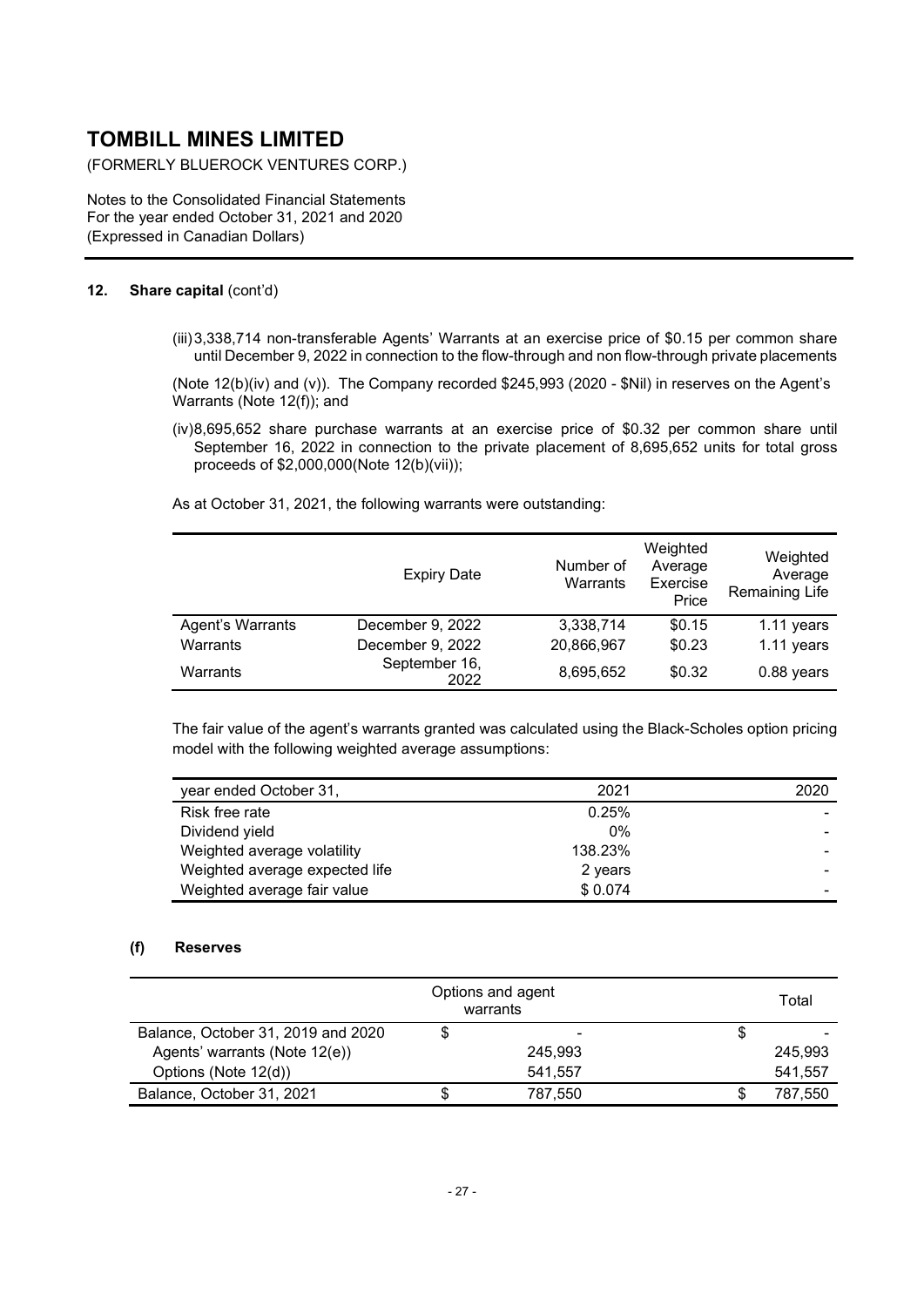## 12. Share capital (cont'd)

(iii) 3,338,714 non-transferable Agents' Warrants at an exercise price of $0.15 per common share until December 9, 2022 in connection to the flow-through and non flow-through private placements

(Note 12(b)(iv) and (v)). The Company recorded $245,993 (2020 - $Nil) in reserves on the Agent's Warrants (Note 12(f)); and

(iv) 8,695,652 share purchase warrants at an exercise price of $0.32 per common share until September 16, 2022 in connection to the private placement of 8,695,652 units for total gross proceeds of $2,000,000(Note 12(b)(vii));

As at October 31, 2021, the following warrants were outstanding:

| | Expiry Date | Number of Warrants | Weighted Average Exercise Price | Weighted Average Remaining Life |
|---|---|---|---|---|
| Agent's Warrants | December 9, 2022 | 3,338,714 | $0.15 | 1.11 years |
| Warrants | December 9, 2022 | 20,866,967 | $0.23 | 1.11 years |
| Warrants | September 16, 2022 | 8,695,652 | $0.32 | 0.88 years |

The fair value of the agent's warrants granted was calculated using the Black-Scholes option pricing model with the following weighted average assumptions:

| year ended October 31, | 2021 | 2020 |
|---|---|---|
| Risk free rate | 0.25% | - |
| Dividend yield | 0% | - |
| Weighted average volatility | 138.23% | - |
| Weighted average expected life | 2 years | - |
| Weighted average fair value | $ 0.074 | - |

### (f) Reserves

| | Options and agent warrants | Total |
|---|---|---|
| Balance, October 31, 2019 and 2020 | $ - | $ - |
| Agents' warrants (Note 12(e)) | 245,993 | 245,993 |
| Options (Note 12(d)) | 541,557 | 541,557 |
| Balance, October 31, 2021 | $ 787,550 | $ 787,550 |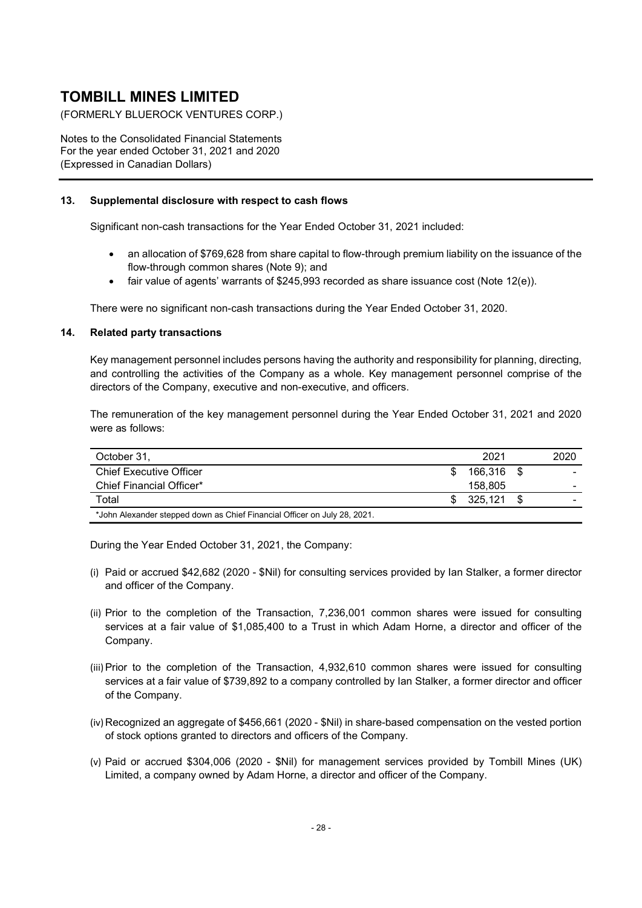# TOMBILL MINES LIMITED

(FORMERLY BLUEROCK VENTURES CORP.)

Notes to the Consolidated Financial Statements
For the year ended October 31, 2021 and 2020
(Expressed in Canadian Dollars)

## 13. Supplemental disclosure with respect to cash flows

Significant non-cash transactions for the Year Ended October 31, 2021 included:

- an allocation of $769,628 from share capital to flow-through premium liability on the issuance of the flow-through common shares (Note 9); and
- fair value of agents' warrants of $245,993 recorded as share issuance cost (Note 12(e)).

There were no significant non-cash transactions during the Year Ended October 31, 2020.

## 14. Related party transactions

Key management personnel includes persons having the authority and responsibility for planning, directing, and controlling the activities of the Company as a whole. Key management personnel comprise of the directors of the Company, executive and non-executive, and officers.

The remuneration of the key management personnel during the Year Ended October 31, 2021 and 2020 were as follows:

| October 31, | 2021 | 2020 |
|---|---|---|
| Chief Executive Officer | $ 166,316 | $ - |
| Chief Financial Officer* | 158,805 | - |
| Total | $ 325,121 | $ - |

*John Alexander stepped down as Chief Financial Officer on July 28, 2021.

During the Year Ended October 31, 2021, the Company:

(i) Paid or accrued $42,682 (2020 - $Nil) for consulting services provided by Ian Stalker, a former director and officer of the Company.

(ii) Prior to the completion of the Transaction, 7,236,001 common shares were issued for consulting services at a fair value of $1,085,400 to a Trust in which Adam Horne, a director and officer of the Company.

(iii) Prior to the completion of the Transaction, 4,932,610 common shares were issued for consulting services at a fair value of $739,892 to a company controlled by Ian Stalker, a former director and officer of the Company.

(iv) Recognized an aggregate of $456,661 (2020 - $Nil) in share-based compensation on the vested portion of stock options granted to directors and officers of the Company.

(v) Paid or accrued $304,006 (2020 - $Nil) for management services provided by Tombill Mines (UK) Limited, a company owned by Adam Horne, a director and officer of the Company.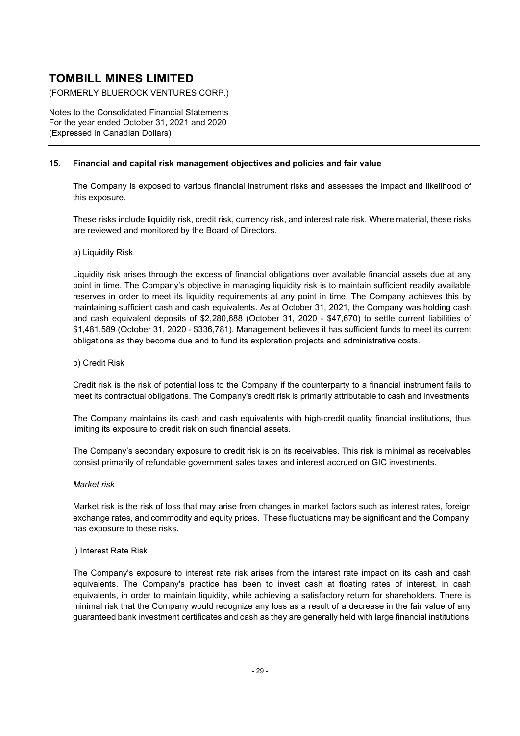## 15. Financial and capital risk management objectives and policies and fair value

The Company is exposed to various financial instrument risks and assesses the impact and likelihood of this exposure.

These risks include liquidity risk, credit risk, currency risk, and interest rate risk. Where material, these risks are reviewed and monitored by the Board of Directors.

a) Liquidity Risk

Liquidity risk arises through the excess of financial obligations over available financial assets due at any point in time. The Company's objective in managing liquidity risk is to maintain sufficient readily available reserves in order to meet its liquidity requirements at any point in time. The Company achieves this by maintaining sufficient cash and cash equivalents. As at October 31, 2021, the Company was holding cash and cash equivalent deposits of $2,280,688 (October 31, 2020 - $47,670) to settle current liabilities of $1,481,589 (October 31, 2020 - $336,781). Management believes it has sufficient funds to meet its current obligations as they become due and to fund its exploration projects and administrative costs.

b) Credit Risk

Credit risk is the risk of potential loss to the Company if the counterparty to a financial instrument fails to meet its contractual obligations. The Company's credit risk is primarily attributable to cash and investments.

The Company maintains its cash and cash equivalents with high-credit quality financial institutions, thus limiting its exposure to credit risk on such financial assets.

The Company's secondary exposure to credit risk is on its receivables. This risk is minimal as receivables consist primarily of refundable government sales taxes and interest accrued on GIC investments.

*Market risk*

Market risk is the risk of loss that may arise from changes in market factors such as interest rates, foreign exchange rates, and commodity and equity prices. These fluctuations may be significant and the Company, has exposure to these risks.

i) Interest Rate Risk

The Company's exposure to interest rate risk arises from the interest rate impact on its cash and cash equivalents. The Company's practice has been to invest cash at floating rates of interest, in cash equivalents, in order to maintain liquidity, while achieving a satisfactory return for shareholders. There is minimal risk that the Company would recognize any loss as a result of a decrease in the fair value of any guaranteed bank investment certificates and cash as they are generally held with large financial institutions.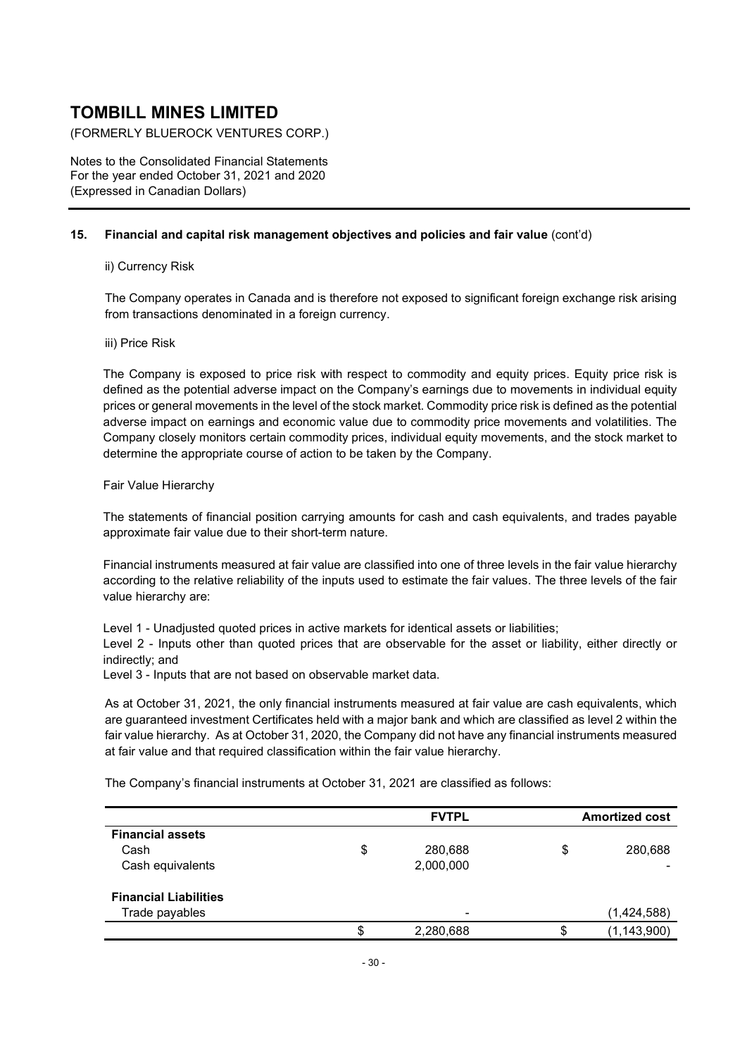# TOMBILL MINES LIMITED

(FORMERLY BLUEROCK VENTURES CORP.)

Notes to the Consolidated Financial Statements
For the year ended October 31, 2021 and 2020
(Expressed in Canadian Dollars)

## 15. Financial and capital risk management objectives and policies and fair value (cont'd)

ii) Currency Risk

The Company operates in Canada and is therefore not exposed to significant foreign exchange risk arising from transactions denominated in a foreign currency.

iii) Price Risk

The Company is exposed to price risk with respect to commodity and equity prices. Equity price risk is defined as the potential adverse impact on the Company's earnings due to movements in individual equity prices or general movements in the level of the stock market. Commodity price risk is defined as the potential adverse impact on earnings and economic value due to commodity price movements and volatilities. The Company closely monitors certain commodity prices, individual equity movements, and the stock market to determine the appropriate course of action to be taken by the Company.

Fair Value Hierarchy

The statements of financial position carrying amounts for cash and cash equivalents, and trades payable approximate fair value due to their short-term nature.

Financial instruments measured at fair value are classified into one of three levels in the fair value hierarchy according to the relative reliability of the inputs used to estimate the fair values. The three levels of the fair value hierarchy are:

Level 1 - Unadjusted quoted prices in active markets for identical assets or liabilities;
Level 2 - Inputs other than quoted prices that are observable for the asset or liability, either directly or indirectly; and
Level 3 - Inputs that are not based on observable market data.

As at October 31, 2021, the only financial instruments measured at fair value are cash equivalents, which are guaranteed investment Certificates held with a major bank and which are classified as level 2 within the fair value hierarchy. As at October 31, 2020, the Company did not have any financial instruments measured at fair value and that required classification within the fair value hierarchy.

The Company's financial instruments at October 31, 2021 are classified as follows:

| | FVTPL | Amortized cost |
|---|---|---|
| **Financial assets** | | |
| Cash | $ 280,688 | $ 280,688 |
| Cash equivalents | 2,000,000 | - |
| **Financial Liabilities** | | |
| Trade payables | - | (1,424,588) |
| | $ 2,280,688 | $ (1,143,900) |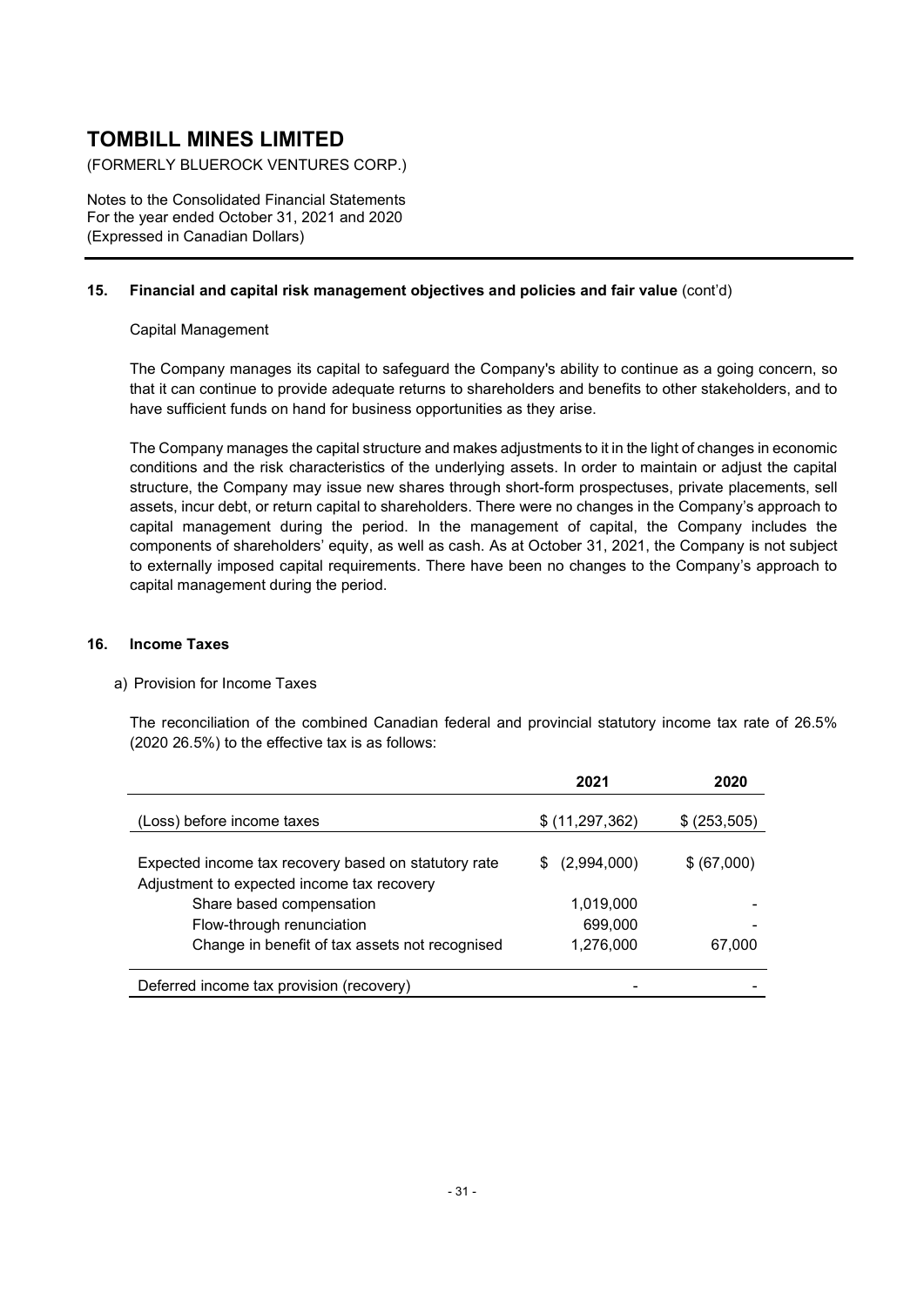# TOMBILL MINES LIMITED

(FORMERLY BLUEROCK VENTURES CORP.)

Notes to the Consolidated Financial Statements
For the year ended October 31, 2021 and 2020
(Expressed in Canadian Dollars)

## 15. Financial and capital risk management objectives and policies and fair value (cont'd)

Capital Management

The Company manages its capital to safeguard the Company's ability to continue as a going concern, so that it can continue to provide adequate returns to shareholders and benefits to other stakeholders, and to have sufficient funds on hand for business opportunities as they arise.

The Company manages the capital structure and makes adjustments to it in the light of changes in economic conditions and the risk characteristics of the underlying assets. In order to maintain or adjust the capital structure, the Company may issue new shares through short-form prospectuses, private placements, sell assets, incur debt, or return capital to shareholders. There were no changes in the Company's approach to capital management during the period. In the management of capital, the Company includes the components of shareholders' equity, as well as cash. As at October 31, 2021, the Company is not subject to externally imposed capital requirements. There have been no changes to the Company's approach to capital management during the period.

## 16. Income Taxes

a) Provision for Income Taxes

The reconciliation of the combined Canadian federal and provincial statutory income tax rate of 26.5% (2020 26.5%) to the effective tax is as follows:

| | 2021 | 2020 |
|---|---|---|
| (Loss) before income taxes | $ (11,297,362) | $ (253,505) |
| Expected income tax recovery based on statutory rate | $ (2,994,000) | $ (67,000) |
| Adjustment to expected income tax recovery | | |
| Share based compensation | 1,019,000 | - |
| Flow-through renunciation | 699,000 | - |
| Change in benefit of tax assets not recognised | 1,276,000 | 67,000 |
| Deferred income tax provision (recovery) | - | - |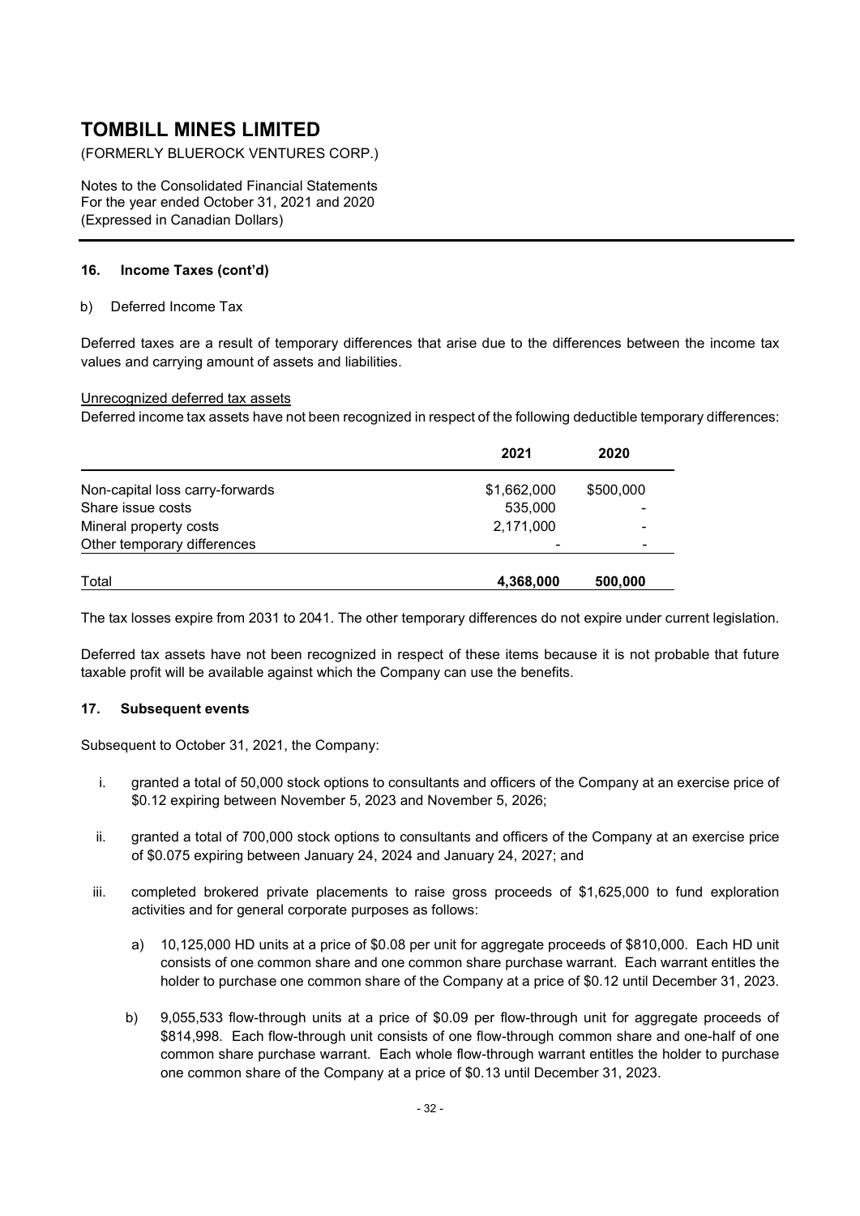# TOMBILL MINES LIMITED

(FORMERLY BLUEROCK VENTURES CORP.)

Notes to the Consolidated Financial Statements
For the year ended October 31, 2021 and 2020
(Expressed in Canadian Dollars)

### 16. Income Taxes (cont'd)

b) Deferred Income Tax

Deferred taxes are a result of temporary differences that arise due to the differences between the income tax values and carrying amount of assets and liabilities.

Unrecognized deferred tax assets

Deferred income tax assets have not been recognized in respect of the following deductible temporary differences:

| | 2021 | 2020 |
|---|---|---|
| Non-capital loss carry-forwards | $1,662,000 | $500,000 |
| Share issue costs | 535,000 | - |
| Mineral property costs | 2,171,000 | - |
| Other temporary differences | - | - |
| Total | **4,368,000** | **500,000** |

The tax losses expire from 2031 to 2041. The other temporary differences do not expire under current legislation.

Deferred tax assets have not been recognized in respect of these items because it is not probable that future taxable profit will be available against which the Company can use the benefits.

### 17. Subsequent events

Subsequent to October 31, 2021, the Company:

i. granted a total of 50,000 stock options to consultants and officers of the Company at an exercise price of $0.12 expiring between November 5, 2023 and November 5, 2026;

ii. granted a total of 700,000 stock options to consultants and officers of the Company at an exercise price of $0.075 expiring between January 24, 2024 and January 24, 2027; and

iii. completed brokered private placements to raise gross proceeds of $1,625,000 to fund exploration activities and for general corporate purposes as follows:

   a) 10,125,000 HD units at a price of $0.08 per unit for aggregate proceeds of $810,000. Each HD unit consists of one common share and one common share purchase warrant. Each warrant entitles the holder to purchase one common share of the Company at a price of $0.12 until December 31, 2023.

   b) 9,055,533 flow-through units at a price of $0.09 per flow-through unit for aggregate proceeds of $814,998. Each flow-through unit consists of one flow-through common share and one-half of one common share purchase warrant. Each whole flow-through warrant entitles the holder to purchase one common share of the Company at a price of $0.13 until December 31, 2023.